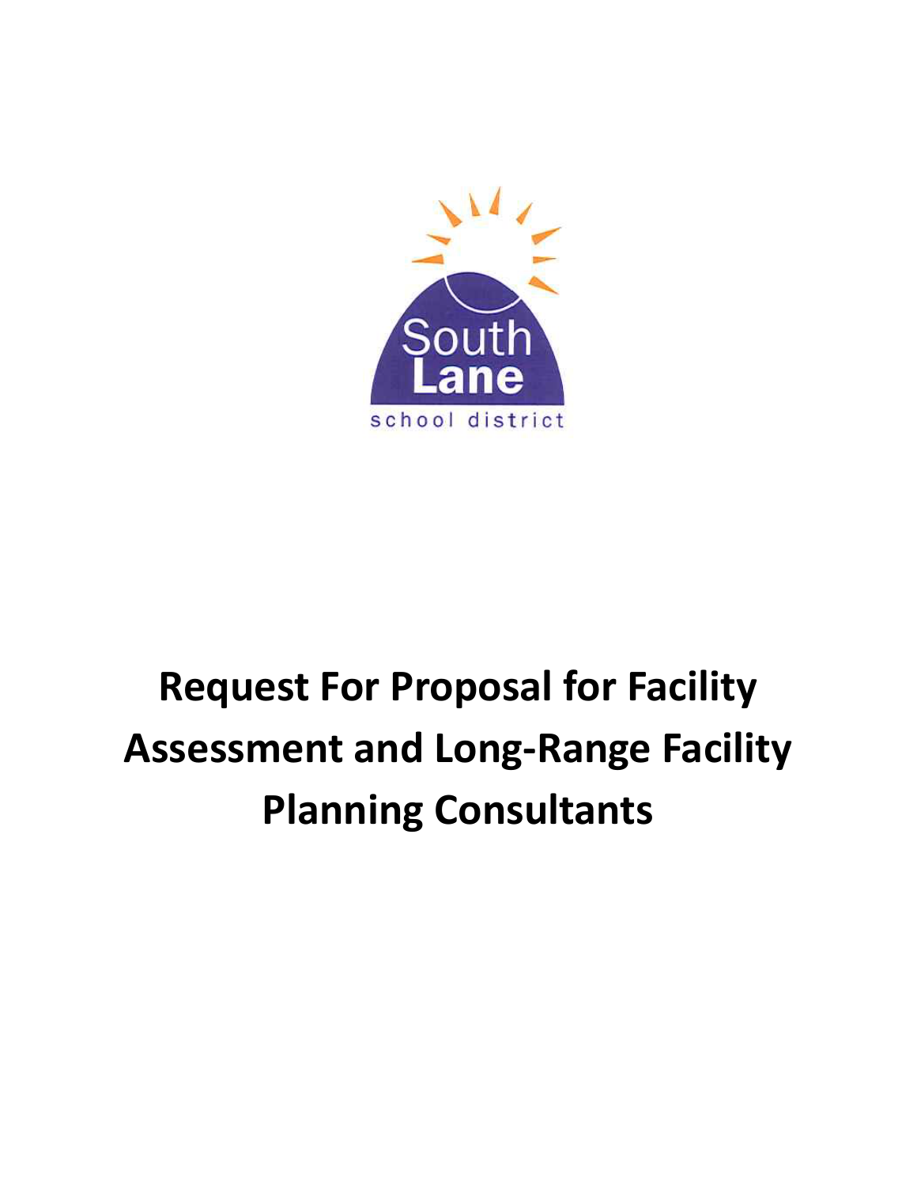South Lane school district

# Request For Proposal for Facility Assessment and Long-Range Facility Planning Consultants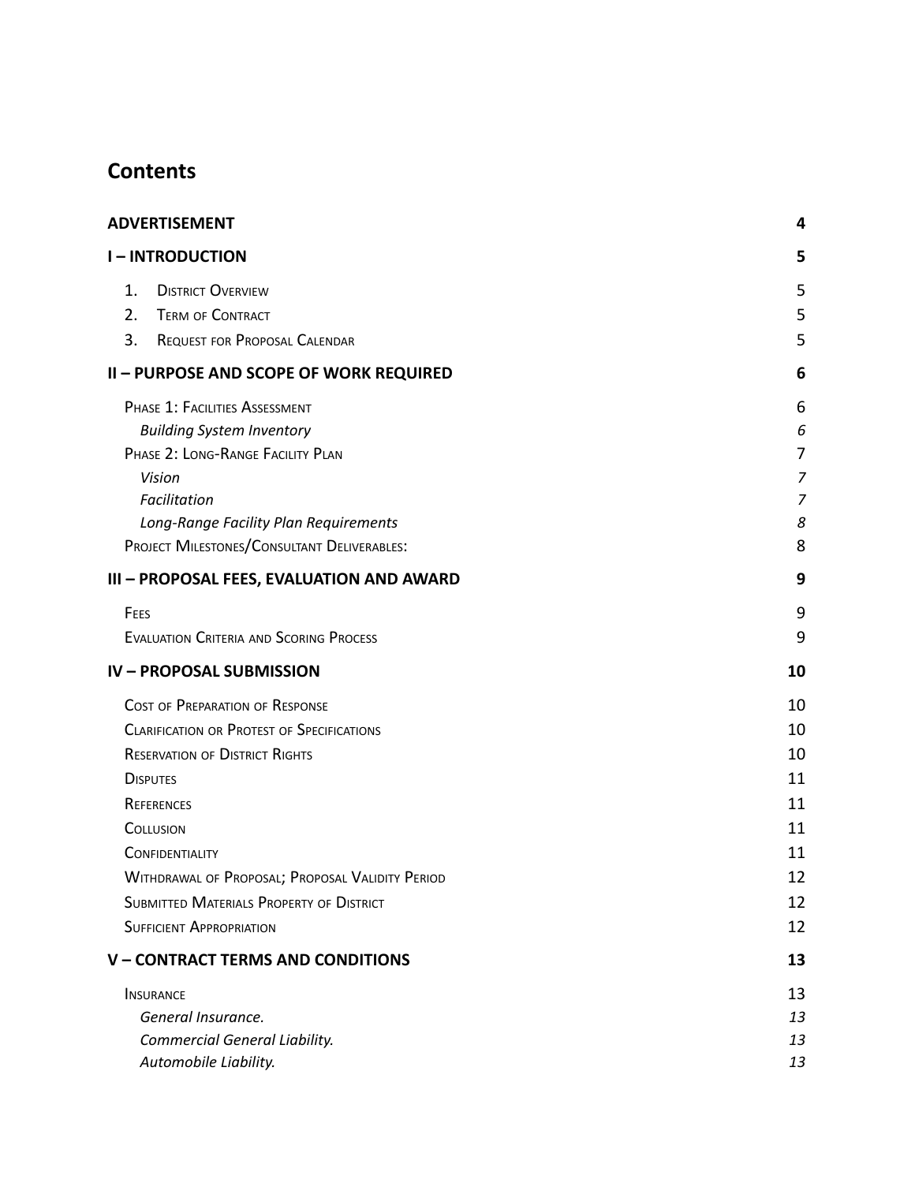## Contents

| | |
|---|---|
| **ADVERTISEMENT** | **4** |
| **I – INTRODUCTION** | **5** |
| 1. District Overview | 5 |
| 2. Term of Contract | 5 |
| 3. Request for Proposal Calendar | 5 |
| **II – PURPOSE AND SCOPE OF WORK REQUIRED** | **6** |
| Phase 1: Facilities Assessment | 6 |
| *Building System Inventory* | *6* |
| Phase 2: Long-Range Facility Plan | 7 |
| *Vision* | *7* |
| *Facilitation* | *7* |
| *Long-Range Facility Plan Requirements* | *8* |
| Project Milestones/Consultant Deliverables: | 8 |
| **III – PROPOSAL FEES, EVALUATION AND AWARD** | **9** |
| Fees | 9 |
| Evaluation Criteria and Scoring Process | 9 |
| **IV – PROPOSAL SUBMISSION** | **10** |
| Cost of Preparation of Response | 10 |
| Clarification or Protest of Specifications | 10 |
| Reservation of District Rights | 10 |
| Disputes | 11 |
| References | 11 |
| Collusion | 11 |
| Confidentiality | 11 |
| Withdrawal of Proposal; Proposal Validity Period | 12 |
| Submitted Materials Property of District | 12 |
| Sufficient Appropriation | 12 |
| **V – CONTRACT TERMS AND CONDITIONS** | **13** |
| Insurance | 13 |
| *General Insurance.* | *13* |
| *Commercial General Liability.* | *13* |
| *Automobile Liability.* | *13* |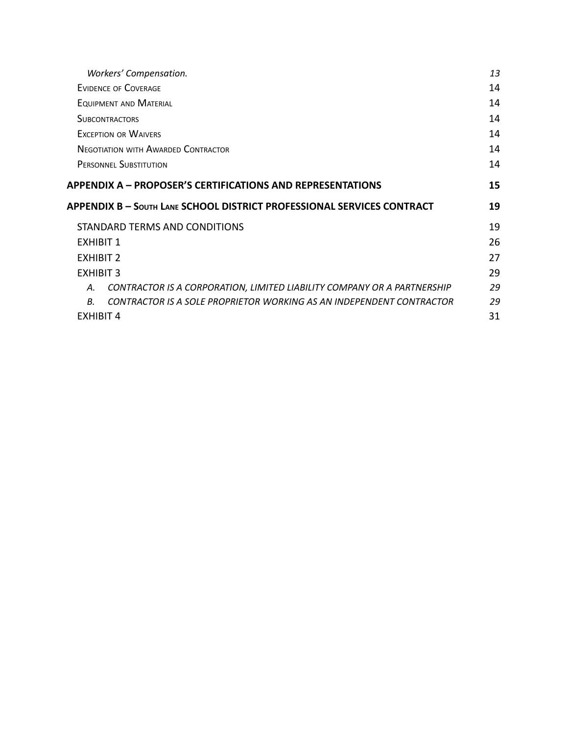*Workers' Compensation.* *13*

Evidence of Coverage 14

Equipment and Material 14

Subcontractors 14

Exception or Waivers 14

Negotiation with Awarded Contractor 14

Personnel Substitution 14

**APPENDIX A – PROPOSER'S CERTIFICATIONS AND REPRESENTATIONS 15**

**APPENDIX B – South Lane SCHOOL DISTRICT PROFESSIONAL SERVICES CONTRACT 19**

STANDARD TERMS AND CONDITIONS 19

EXHIBIT 1 26

EXHIBIT 2 27

EXHIBIT 3 29

*A. CONTRACTOR IS A CORPORATION, LIMITED LIABILITY COMPANY OR A PARTNERSHIP 29*

*B. CONTRACTOR IS A SOLE PROPRIETOR WORKING AS AN INDEPENDENT CONTRACTOR 29*

EXHIBIT 4 31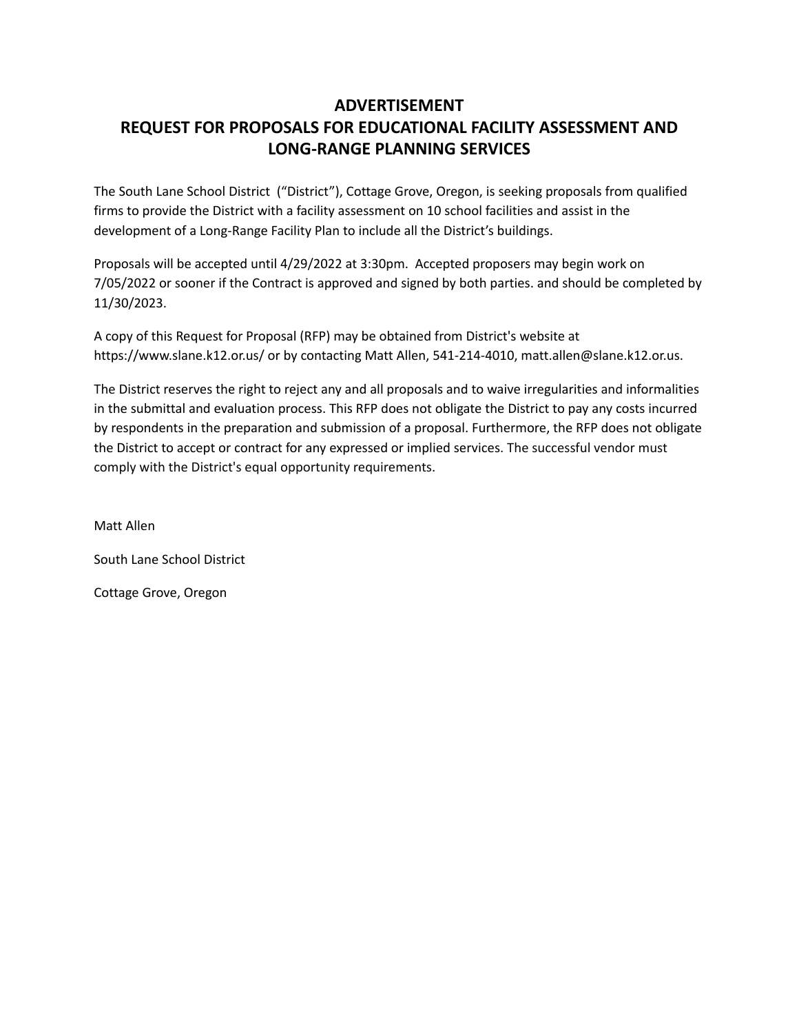# ADVERTISEMENT
# REQUEST FOR PROPOSALS FOR EDUCATIONAL FACILITY ASSESSMENT AND LONG-RANGE PLANNING SERVICES

The South Lane School District ("District"), Cottage Grove, Oregon, is seeking proposals from qualified firms to provide the District with a facility assessment on 10 school facilities and assist in the development of a Long-Range Facility Plan to include all the District's buildings.

Proposals will be accepted until 4/29/2022 at 3:30pm. Accepted proposers may begin work on 7/05/2022 or sooner if the Contract is approved and signed by both parties. and should be completed by 11/30/2023.

A copy of this Request for Proposal (RFP) may be obtained from District's website at https://www.slane.k12.or.us/ or by contacting Matt Allen, 541-214-4010, matt.allen@slane.k12.or.us.

The District reserves the right to reject any and all proposals and to waive irregularities and informalities in the submittal and evaluation process. This RFP does not obligate the District to pay any costs incurred by respondents in the preparation and submission of a proposal. Furthermore, the RFP does not obligate the District to accept or contract for any expressed or implied services. The successful vendor must comply with the District's equal opportunity requirements.

Matt Allen

South Lane School District

Cottage Grove, Oregon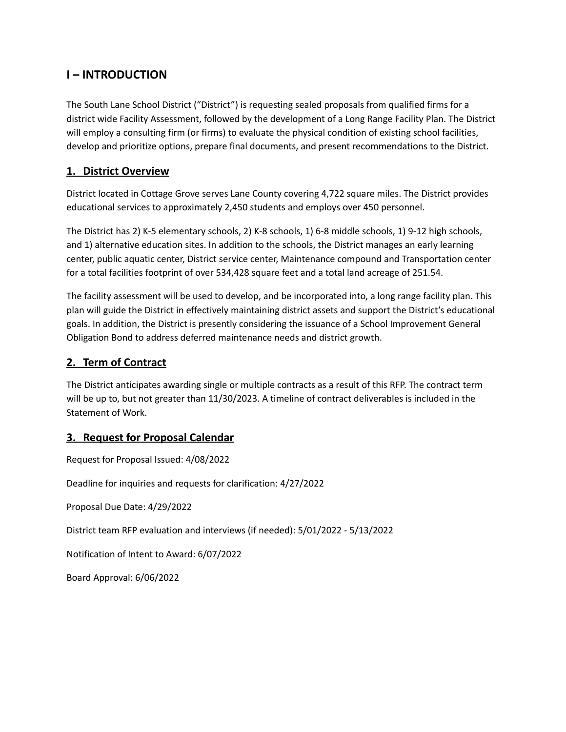# I – INTRODUCTION

The South Lane School District ("District") is requesting sealed proposals from qualified firms for a district wide Facility Assessment, followed by the development of a Long Range Facility Plan. The District will employ a consulting firm (or firms) to evaluate the physical condition of existing school facilities, develop and prioritize options, prepare final documents, and present recommendations to the District.

## 1. District Overview

District located in Cottage Grove serves Lane County covering 4,722 square miles. The District provides educational services to approximately 2,450 students and employs over 450 personnel.

The District has 2) K-5 elementary schools, 2) K-8 schools, 1) 6-8 middle schools, 1) 9-12 high schools, and 1) alternative education sites. In addition to the schools, the District manages an early learning center, public aquatic center, District service center, Maintenance compound and Transportation center for a total facilities footprint of over 534,428 square feet and a total land acreage of 251.54.

The facility assessment will be used to develop, and be incorporated into, a long range facility plan. This plan will guide the District in effectively maintaining district assets and support the District's educational goals. In addition, the District is presently considering the issuance of a School Improvement General Obligation Bond to address deferred maintenance needs and district growth.

## 2. Term of Contract

The District anticipates awarding single or multiple contracts as a result of this RFP. The contract term will be up to, but not greater than 11/30/2023. A timeline of contract deliverables is included in the Statement of Work.

## 3. Request for Proposal Calendar

Request for Proposal Issued: 4/08/2022

Deadline for inquiries and requests for clarification: 4/27/2022

Proposal Due Date: 4/29/2022

District team RFP evaluation and interviews (if needed): 5/01/2022 - 5/13/2022

Notification of Intent to Award: 6/07/2022

Board Approval: 6/06/2022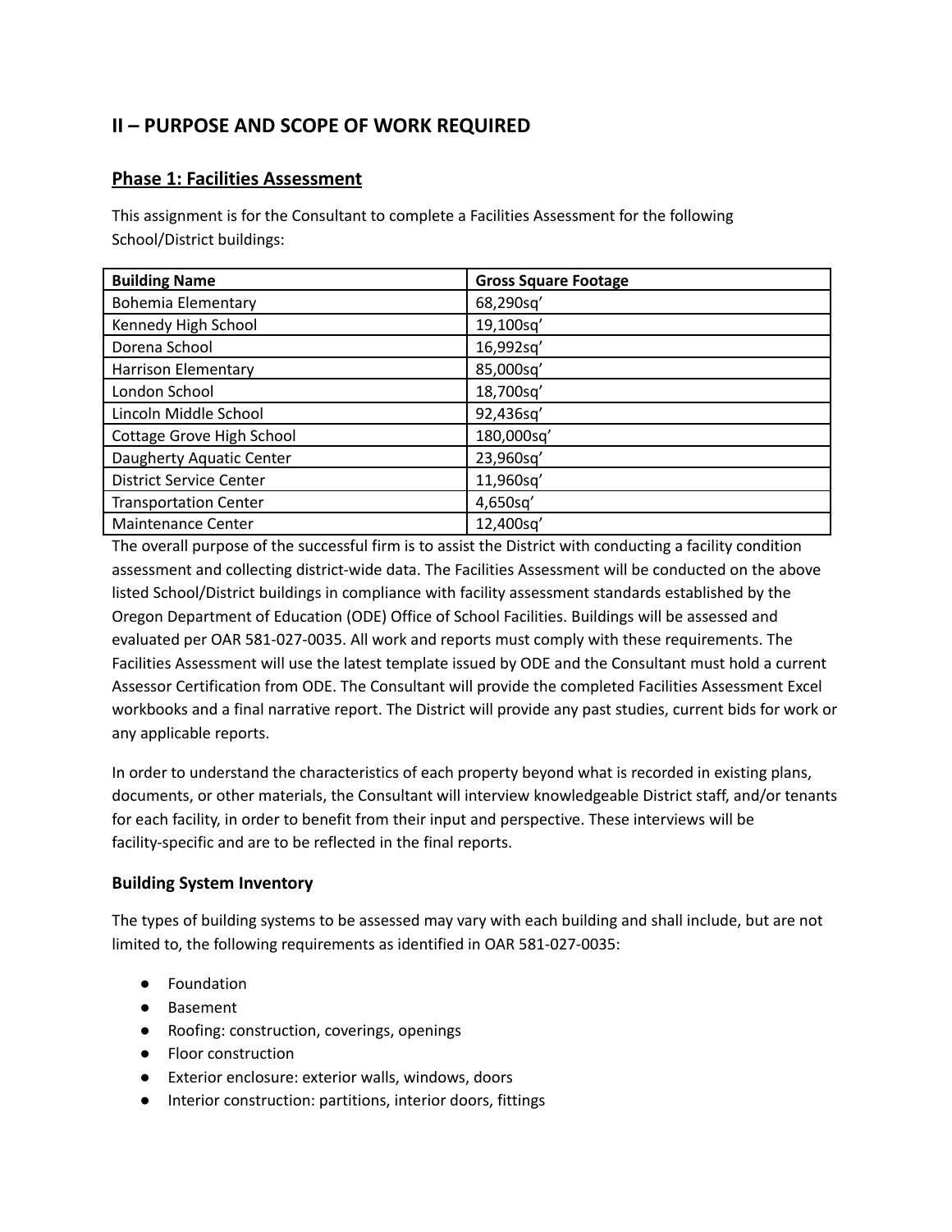## II – PURPOSE AND SCOPE OF WORK REQUIRED

### Phase 1: Facilities Assessment

This assignment is for the Consultant to complete a Facilities Assessment for the following School/District buildings:

| Building Name | Gross Square Footage |
| --- | --- |
| Bohemia Elementary | 68,290sq' |
| Kennedy High School | 19,100sq' |
| Dorena School | 16,992sq' |
| Harrison Elementary | 85,000sq' |
| London School | 18,700sq' |
| Lincoln Middle School | 92,436sq' |
| Cottage Grove High School | 180,000sq' |
| Daugherty Aquatic Center | 23,960sq' |
| District Service Center | 11,960sq' |
| Transportation Center | 4,650sq' |
| Maintenance Center | 12,400sq' |

The overall purpose of the successful firm is to assist the District with conducting a facility condition assessment and collecting district-wide data. The Facilities Assessment will be conducted on the above listed School/District buildings in compliance with facility assessment standards established by the Oregon Department of Education (ODE) Office of School Facilities. Buildings will be assessed and evaluated per OAR 581-027-0035. All work and reports must comply with these requirements. The Facilities Assessment will use the latest template issued by ODE and the Consultant must hold a current Assessor Certification from ODE. The Consultant will provide the completed Facilities Assessment Excel workbooks and a final narrative report. The District will provide any past studies, current bids for work or any applicable reports.

In order to understand the characteristics of each property beyond what is recorded in existing plans, documents, or other materials, the Consultant will interview knowledgeable District staff, and/or tenants for each facility, in order to benefit from their input and perspective. These interviews will be facility-specific and are to be reflected in the final reports.

### Building System Inventory

The types of building systems to be assessed may vary with each building and shall include, but are not limited to, the following requirements as identified in OAR 581-027-0035:

- Foundation
- Basement
- Roofing: construction, coverings, openings
- Floor construction
- Exterior enclosure: exterior walls, windows, doors
- Interior construction: partitions, interior doors, fittings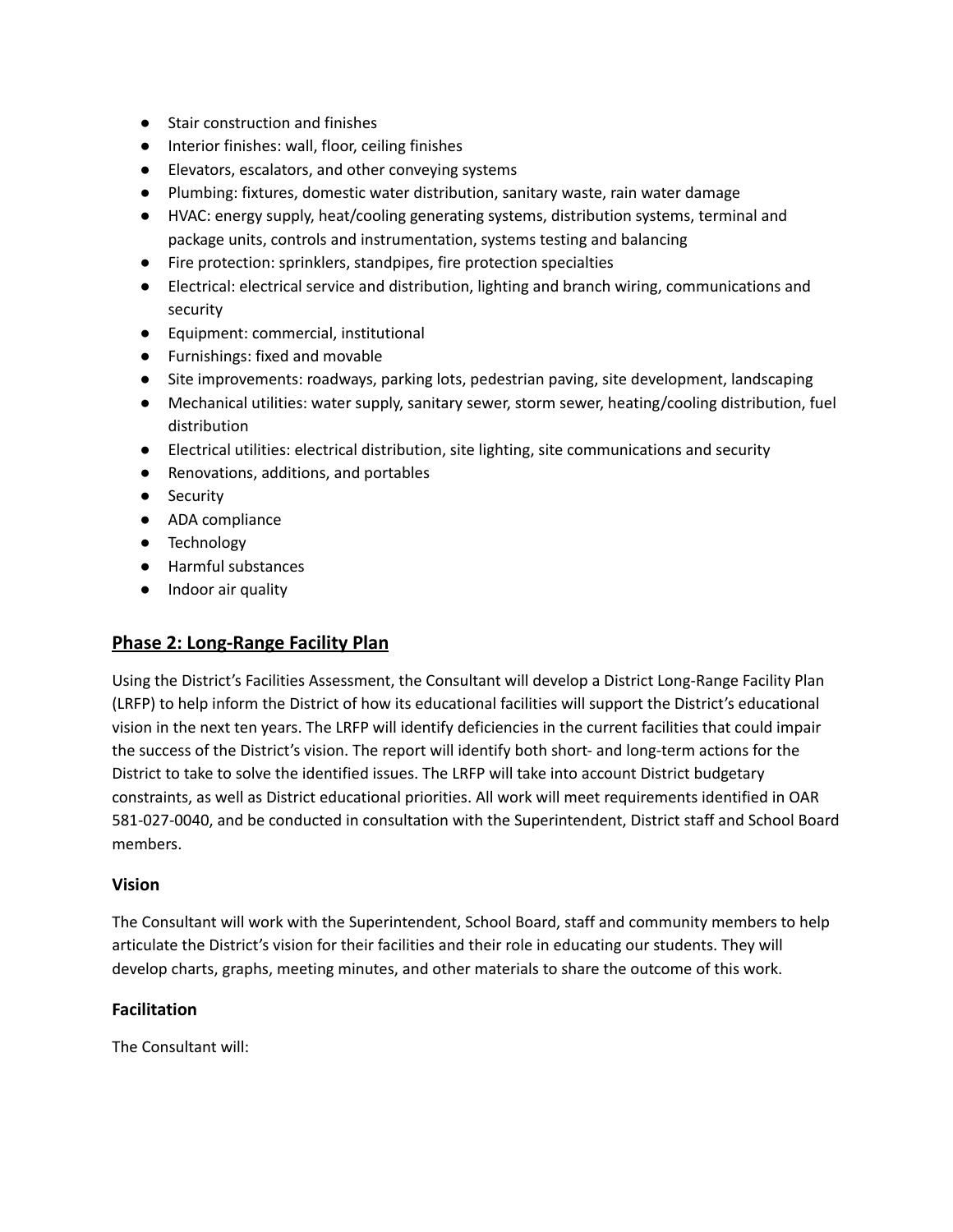- Stair construction and finishes
- Interior finishes: wall, floor, ceiling finishes
- Elevators, escalators, and other conveying systems
- Plumbing: fixtures, domestic water distribution, sanitary waste, rain water damage
- HVAC: energy supply, heat/cooling generating systems, distribution systems, terminal and package units, controls and instrumentation, systems testing and balancing
- Fire protection: sprinklers, standpipes, fire protection specialties
- Electrical: electrical service and distribution, lighting and branch wiring, communications and security
- Equipment: commercial, institutional
- Furnishings: fixed and movable
- Site improvements: roadways, parking lots, pedestrian paving, site development, landscaping
- Mechanical utilities: water supply, sanitary sewer, storm sewer, heating/cooling distribution, fuel distribution
- Electrical utilities: electrical distribution, site lighting, site communications and security
- Renovations, additions, and portables
- Security
- ADA compliance
- Technology
- Harmful substances
- Indoor air quality

## Phase 2: Long-Range Facility Plan

Using the District's Facilities Assessment, the Consultant will develop a District Long-Range Facility Plan (LRFP) to help inform the District of how its educational facilities will support the District's educational vision in the next ten years. The LRFP will identify deficiencies in the current facilities that could impair the success of the District's vision. The report will identify both short- and long-term actions for the District to take to solve the identified issues. The LRFP will take into account District budgetary constraints, as well as District educational priorities. All work will meet requirements identified in OAR 581-027-0040, and be conducted in consultation with the Superintendent, District staff and School Board members.

### Vision

The Consultant will work with the Superintendent, School Board, staff and community members to help articulate the District's vision for their facilities and their role in educating our students. They will develop charts, graphs, meeting minutes, and other materials to share the outcome of this work.

### Facilitation

The Consultant will: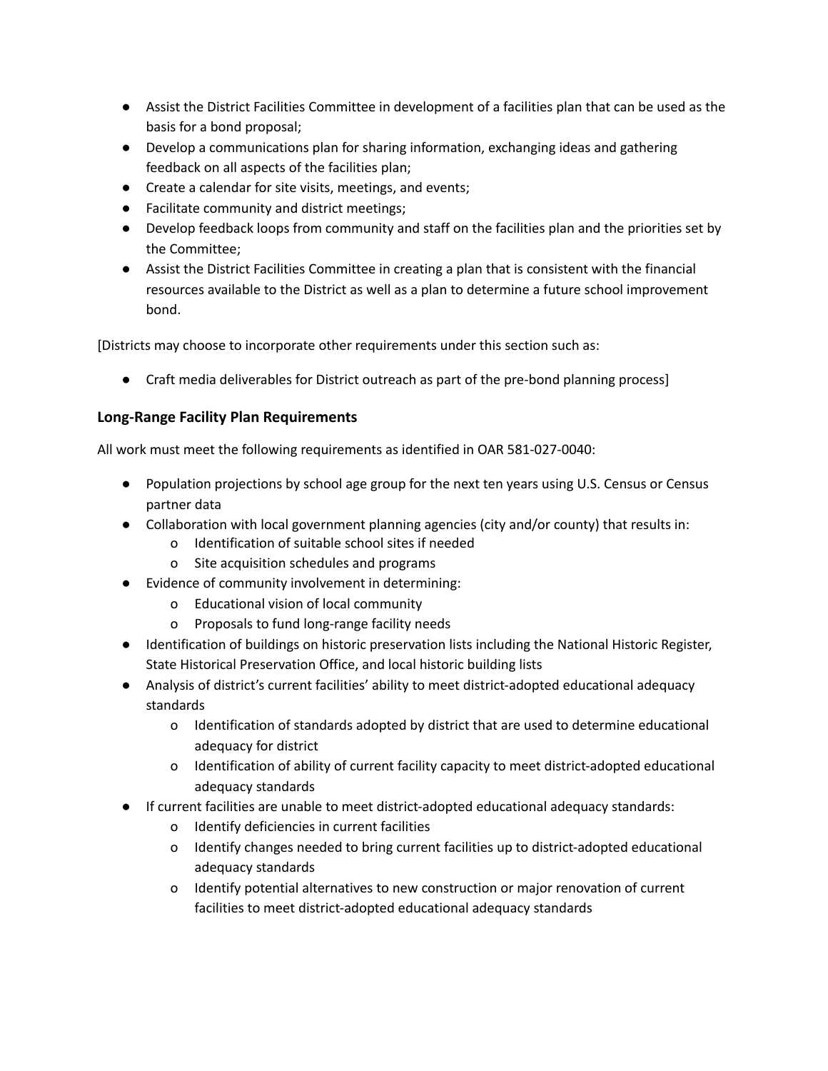- Assist the District Facilities Committee in development of a facilities plan that can be used as the basis for a bond proposal;
- Develop a communications plan for sharing information, exchanging ideas and gathering feedback on all aspects of the facilities plan;
- Create a calendar for site visits, meetings, and events;
- Facilitate community and district meetings;
- Develop feedback loops from community and staff on the facilities plan and the priorities set by the Committee;
- Assist the District Facilities Committee in creating a plan that is consistent with the financial resources available to the District as well as a plan to determine a future school improvement bond.

[Districts may choose to incorporate other requirements under this section such as:

- Craft media deliverables for District outreach as part of the pre-bond planning process]

### Long-Range Facility Plan Requirements

All work must meet the following requirements as identified in OAR 581-027-0040:

- Population projections by school age group for the next ten years using U.S. Census or Census partner data
- Collaboration with local government planning agencies (city and/or county) that results in:
    - Identification of suitable school sites if needed
    - Site acquisition schedules and programs
- Evidence of community involvement in determining:
    - Educational vision of local community
    - Proposals to fund long-range facility needs
- Identification of buildings on historic preservation lists including the National Historic Register, State Historical Preservation Office, and local historic building lists
- Analysis of district's current facilities' ability to meet district-adopted educational adequacy standards
    - Identification of standards adopted by district that are used to determine educational adequacy for district
    - Identification of ability of current facility capacity to meet district-adopted educational adequacy standards
- If current facilities are unable to meet district-adopted educational adequacy standards:
    - Identify deficiencies in current facilities
    - Identify changes needed to bring current facilities up to district-adopted educational adequacy standards
    - Identify potential alternatives to new construction or major renovation of current facilities to meet district-adopted educational adequacy standards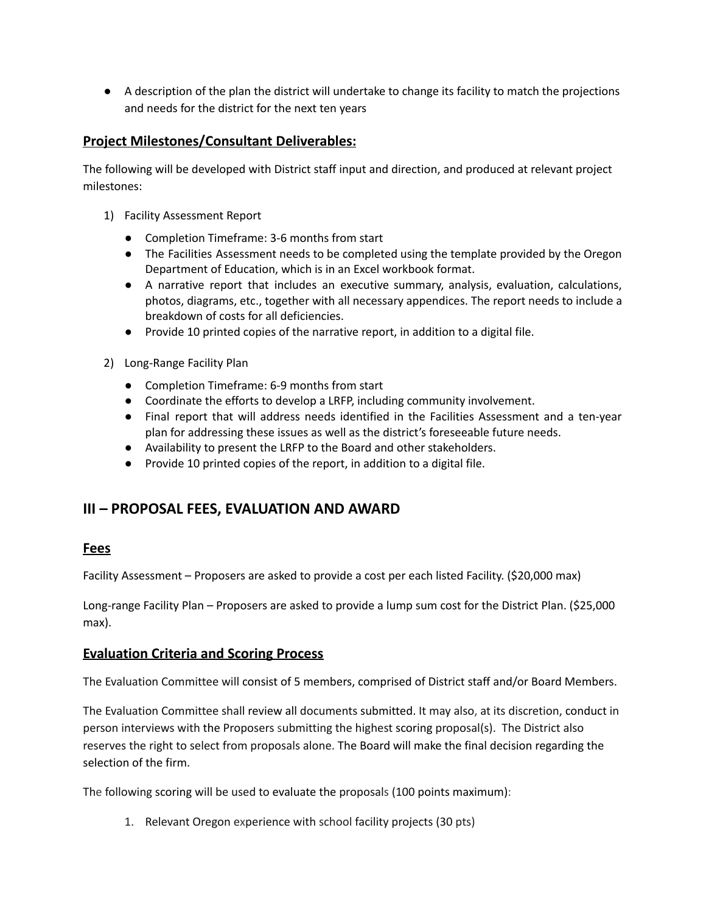- A description of the plan the district will undertake to change its facility to match the projections and needs for the district for the next ten years

### Project Milestones/Consultant Deliverables:

The following will be developed with District staff input and direction, and produced at relevant project milestones:

1) Facility Assessment Report
   - Completion Timeframe: 3-6 months from start
   - The Facilities Assessment needs to be completed using the template provided by the Oregon Department of Education, which is in an Excel workbook format.
   - A narrative report that includes an executive summary, analysis, evaluation, calculations, photos, diagrams, etc., together with all necessary appendices. The report needs to include a breakdown of costs for all deficiencies.
   - Provide 10 printed copies of the narrative report, in addition to a digital file.

2) Long-Range Facility Plan
   - Completion Timeframe: 6-9 months from start
   - Coordinate the efforts to develop a LRFP, including community involvement.
   - Final report that will address needs identified in the Facilities Assessment and a ten-year plan for addressing these issues as well as the district's foreseeable future needs.
   - Availability to present the LRFP to the Board and other stakeholders.
   - Provide 10 printed copies of the report, in addition to a digital file.

## III – PROPOSAL FEES, EVALUATION AND AWARD

### Fees

Facility Assessment – Proposers are asked to provide a cost per each listed Facility. ($20,000 max)

Long-range Facility Plan – Proposers are asked to provide a lump sum cost for the District Plan. ($25,000 max).

### Evaluation Criteria and Scoring Process

The Evaluation Committee will consist of 5 members, comprised of District staff and/or Board Members.

The Evaluation Committee shall review all documents submitted. It may also, at its discretion, conduct in person interviews with the Proposers submitting the highest scoring proposal(s). The District also reserves the right to select from proposals alone. The Board will make the final decision regarding the selection of the firm.

The following scoring will be used to evaluate the proposals (100 points maximum):

1. Relevant Oregon experience with school facility projects (30 pts)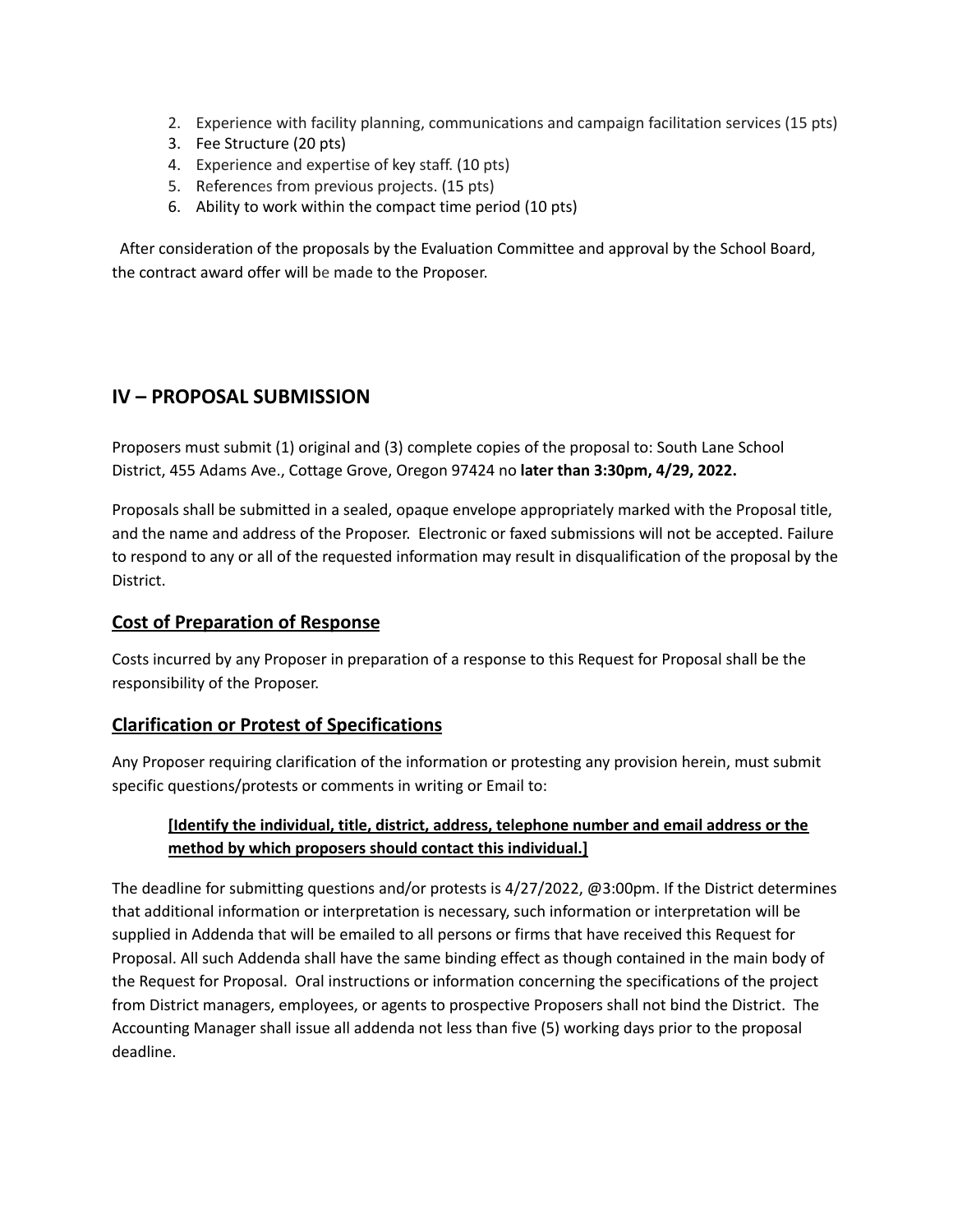2. Experience with facility planning, communications and campaign facilitation services (15 pts)
3. Fee Structure (20 pts)
4. Experience and expertise of key staff. (10 pts)
5. References from previous projects. (15 pts)
6. Ability to work within the compact time period (10 pts)

After consideration of the proposals by the Evaluation Committee and approval by the School Board, the contract award offer will be made to the Proposer.

## IV – PROPOSAL SUBMISSION

Proposers must submit (1) original and (3) complete copies of the proposal to: South Lane School District, 455 Adams Ave., Cottage Grove, Oregon 97424 no **later than 3:30pm, 4/29, 2022.**

Proposals shall be submitted in a sealed, opaque envelope appropriately marked with the Proposal title, and the name and address of the Proposer. Electronic or faxed submissions will not be accepted. Failure to respond to any or all of the requested information may result in disqualification of the proposal by the District.

### Cost of Preparation of Response

Costs incurred by any Proposer in preparation of a response to this Request for Proposal shall be the responsibility of the Proposer.

### Clarification or Protest of Specifications

Any Proposer requiring clarification of the information or protesting any provision herein, must submit specific questions/protests or comments in writing or Email to:

> **[Identify the individual, title, district, address, telephone number and email address or the method by which proposers should contact this individual.]**

The deadline for submitting questions and/or protests is 4/27/2022, @3:00pm. If the District determines that additional information or interpretation is necessary, such information or interpretation will be supplied in Addenda that will be emailed to all persons or firms that have received this Request for Proposal. All such Addenda shall have the same binding effect as though contained in the main body of the Request for Proposal. Oral instructions or information concerning the specifications of the project from District managers, employees, or agents to prospective Proposers shall not bind the District. The Accounting Manager shall issue all addenda not less than five (5) working days prior to the proposal deadline.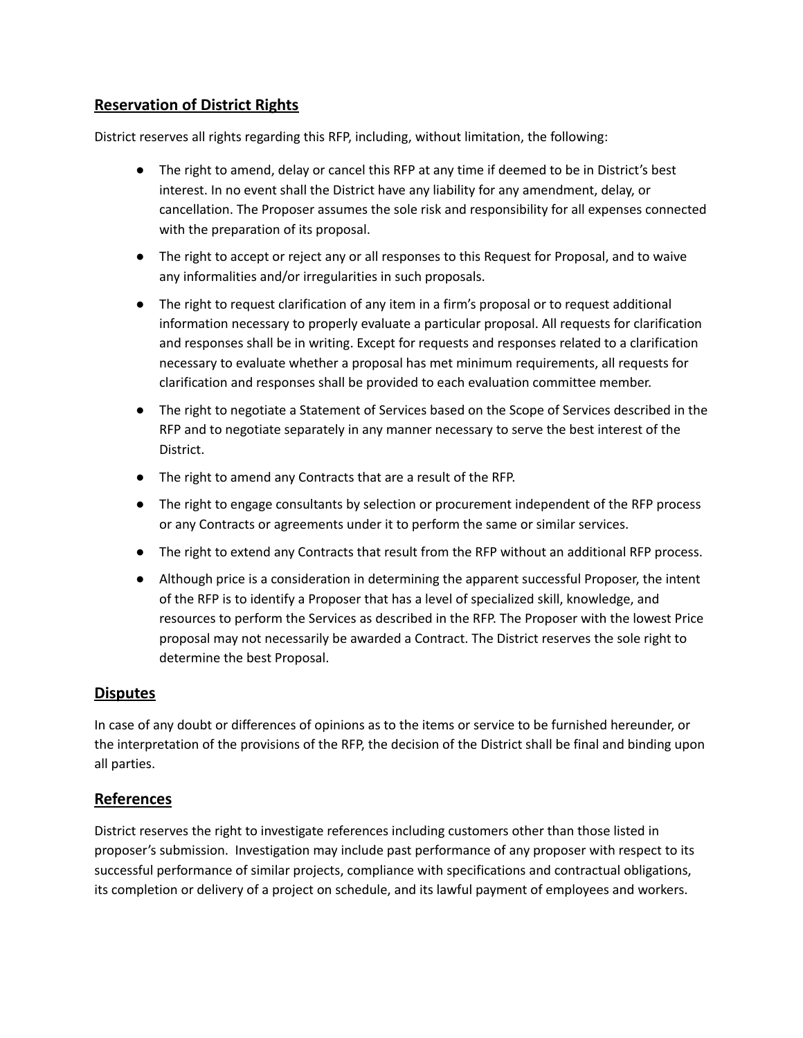## Reservation of District Rights

District reserves all rights regarding this RFP, including, without limitation, the following:

- The right to amend, delay or cancel this RFP at any time if deemed to be in District's best interest. In no event shall the District have any liability for any amendment, delay, or cancellation. The Proposer assumes the sole risk and responsibility for all expenses connected with the preparation of its proposal.
- The right to accept or reject any or all responses to this Request for Proposal, and to waive any informalities and/or irregularities in such proposals.
- The right to request clarification of any item in a firm's proposal or to request additional information necessary to properly evaluate a particular proposal. All requests for clarification and responses shall be in writing. Except for requests and responses related to a clarification necessary to evaluate whether a proposal has met minimum requirements, all requests for clarification and responses shall be provided to each evaluation committee member.
- The right to negotiate a Statement of Services based on the Scope of Services described in the RFP and to negotiate separately in any manner necessary to serve the best interest of the District.
- The right to amend any Contracts that are a result of the RFP.
- The right to engage consultants by selection or procurement independent of the RFP process or any Contracts or agreements under it to perform the same or similar services.
- The right to extend any Contracts that result from the RFP without an additional RFP process.
- Although price is a consideration in determining the apparent successful Proposer, the intent of the RFP is to identify a Proposer that has a level of specialized skill, knowledge, and resources to perform the Services as described in the RFP. The Proposer with the lowest Price proposal may not necessarily be awarded a Contract. The District reserves the sole right to determine the best Proposal.

## Disputes

In case of any doubt or differences of opinions as to the items or service to be furnished hereunder, or the interpretation of the provisions of the RFP, the decision of the District shall be final and binding upon all parties.

## References

District reserves the right to investigate references including customers other than those listed in proposer's submission. Investigation may include past performance of any proposer with respect to its successful performance of similar projects, compliance with specifications and contractual obligations, its completion or delivery of a project on schedule, and its lawful payment of employees and workers.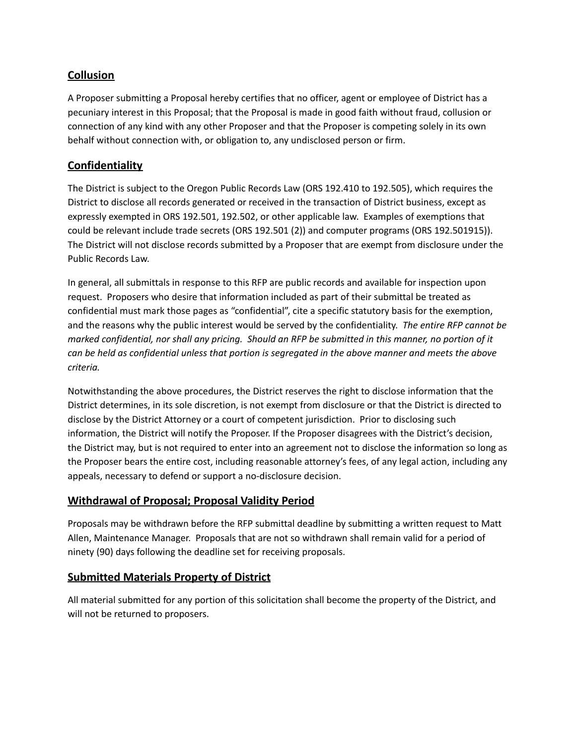## Collusion

A Proposer submitting a Proposal hereby certifies that no officer, agent or employee of District has a pecuniary interest in this Proposal; that the Proposal is made in good faith without fraud, collusion or connection of any kind with any other Proposer and that the Proposer is competing solely in its own behalf without connection with, or obligation to, any undisclosed person or firm.

## Confidentiality

The District is subject to the Oregon Public Records Law (ORS 192.410 to 192.505), which requires the District to disclose all records generated or received in the transaction of District business, except as expressly exempted in ORS 192.501, 192.502, or other applicable law. Examples of exemptions that could be relevant include trade secrets (ORS 192.501 (2)) and computer programs (ORS 192.501915)). The District will not disclose records submitted by a Proposer that are exempt from disclosure under the Public Records Law.

In general, all submittals in response to this RFP are public records and available for inspection upon request. Proposers who desire that information included as part of their submittal be treated as confidential must mark those pages as "confidential", cite a specific statutory basis for the exemption, and the reasons why the public interest would be served by the confidentiality. *The entire RFP cannot be marked confidential, nor shall any pricing. Should an RFP be submitted in this manner, no portion of it can be held as confidential unless that portion is segregated in the above manner and meets the above criteria.*

Notwithstanding the above procedures, the District reserves the right to disclose information that the District determines, in its sole discretion, is not exempt from disclosure or that the District is directed to disclose by the District Attorney or a court of competent jurisdiction. Prior to disclosing such information, the District will notify the Proposer. If the Proposer disagrees with the District's decision, the District may, but is not required to enter into an agreement not to disclose the information so long as the Proposer bears the entire cost, including reasonable attorney's fees, of any legal action, including any appeals, necessary to defend or support a no-disclosure decision.

## Withdrawal of Proposal; Proposal Validity Period

Proposals may be withdrawn before the RFP submittal deadline by submitting a written request to Matt Allen, Maintenance Manager. Proposals that are not so withdrawn shall remain valid for a period of ninety (90) days following the deadline set for receiving proposals.

## Submitted Materials Property of District

All material submitted for any portion of this solicitation shall become the property of the District, and will not be returned to proposers.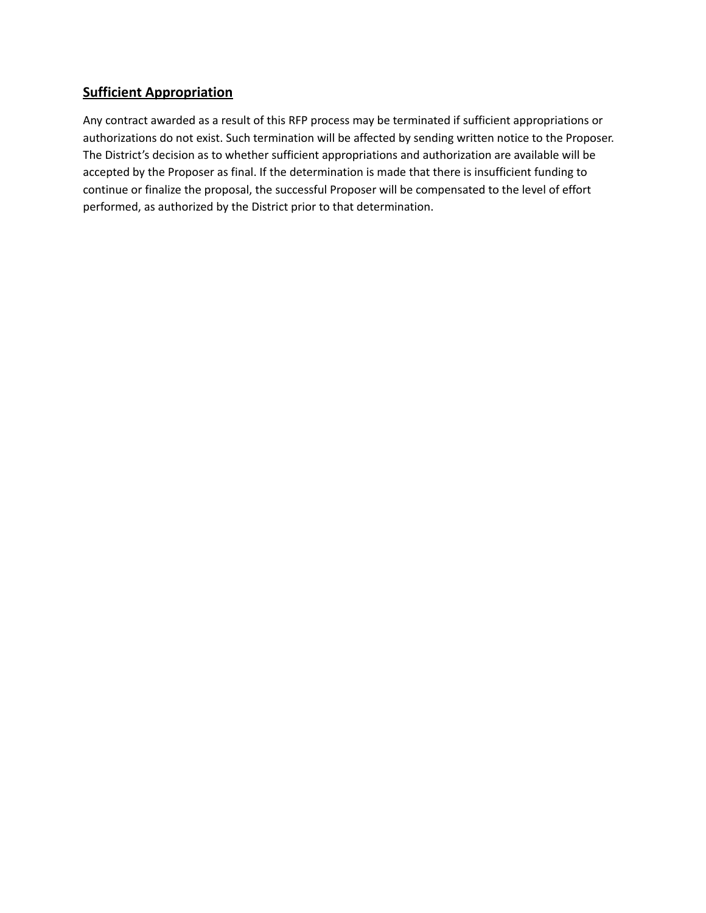## Sufficient Appropriation

Any contract awarded as a result of this RFP process may be terminated if sufficient appropriations or authorizations do not exist. Such termination will be affected by sending written notice to the Proposer. The District's decision as to whether sufficient appropriations and authorization are available will be accepted by the Proposer as final. If the determination is made that there is insufficient funding to continue or finalize the proposal, the successful Proposer will be compensated to the level of effort performed, as authorized by the District prior to that determination.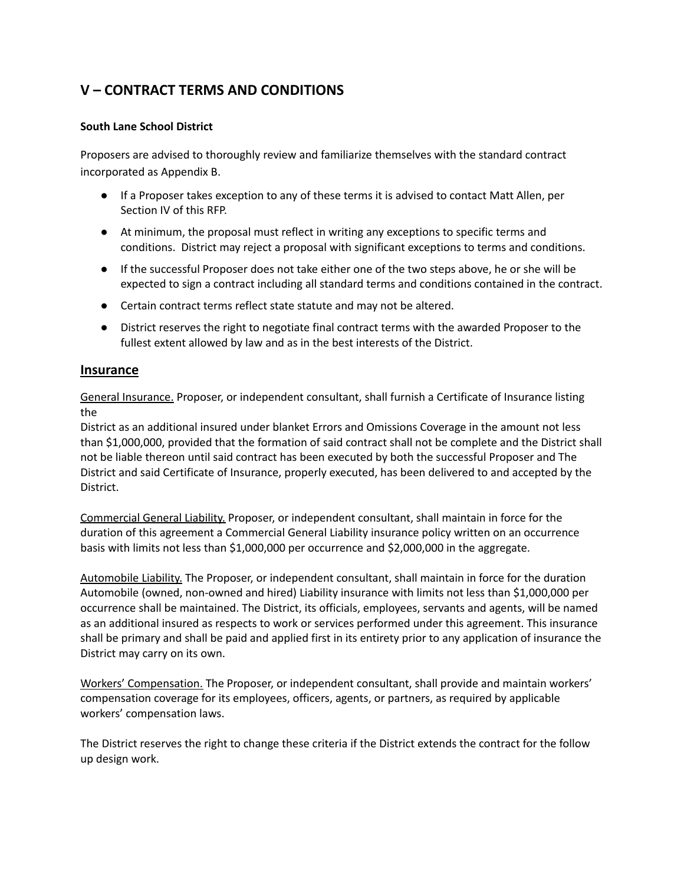# V – CONTRACT TERMS AND CONDITIONS

**South Lane School District**

Proposers are advised to thoroughly review and familiarize themselves with the standard contract incorporated as Appendix B.

- If a Proposer takes exception to any of these terms it is advised to contact Matt Allen, per Section IV of this RFP.
- At minimum, the proposal must reflect in writing any exceptions to specific terms and conditions. District may reject a proposal with significant exceptions to terms and conditions.
- If the successful Proposer does not take either one of the two steps above, he or she will be expected to sign a contract including all standard terms and conditions contained in the contract.
- Certain contract terms reflect state statute and may not be altered.
- District reserves the right to negotiate final contract terms with the awarded Proposer to the fullest extent allowed by law and as in the best interests of the District.

## Insurance

General Insurance. Proposer, or independent consultant, shall furnish a Certificate of Insurance listing the District as an additional insured under blanket Errors and Omissions Coverage in the amount not less than $1,000,000, provided that the formation of said contract shall not be complete and the District shall not be liable thereon until said contract has been executed by both the successful Proposer and The District and said Certificate of Insurance, properly executed, has been delivered to and accepted by the District.

Commercial General Liability. Proposer, or independent consultant, shall maintain in force for the duration of this agreement a Commercial General Liability insurance policy written on an occurrence basis with limits not less than $1,000,000 per occurrence and $2,000,000 in the aggregate.

Automobile Liability. The Proposer, or independent consultant, shall maintain in force for the duration Automobile (owned, non-owned and hired) Liability insurance with limits not less than $1,000,000 per occurrence shall be maintained. The District, its officials, employees, servants and agents, will be named as an additional insured as respects to work or services performed under this agreement. This insurance shall be primary and shall be paid and applied first in its entirety prior to any application of insurance the District may carry on its own.

Workers' Compensation. The Proposer, or independent consultant, shall provide and maintain workers' compensation coverage for its employees, officers, agents, or partners, as required by applicable workers' compensation laws.

The District reserves the right to change these criteria if the District extends the contract for the follow up design work.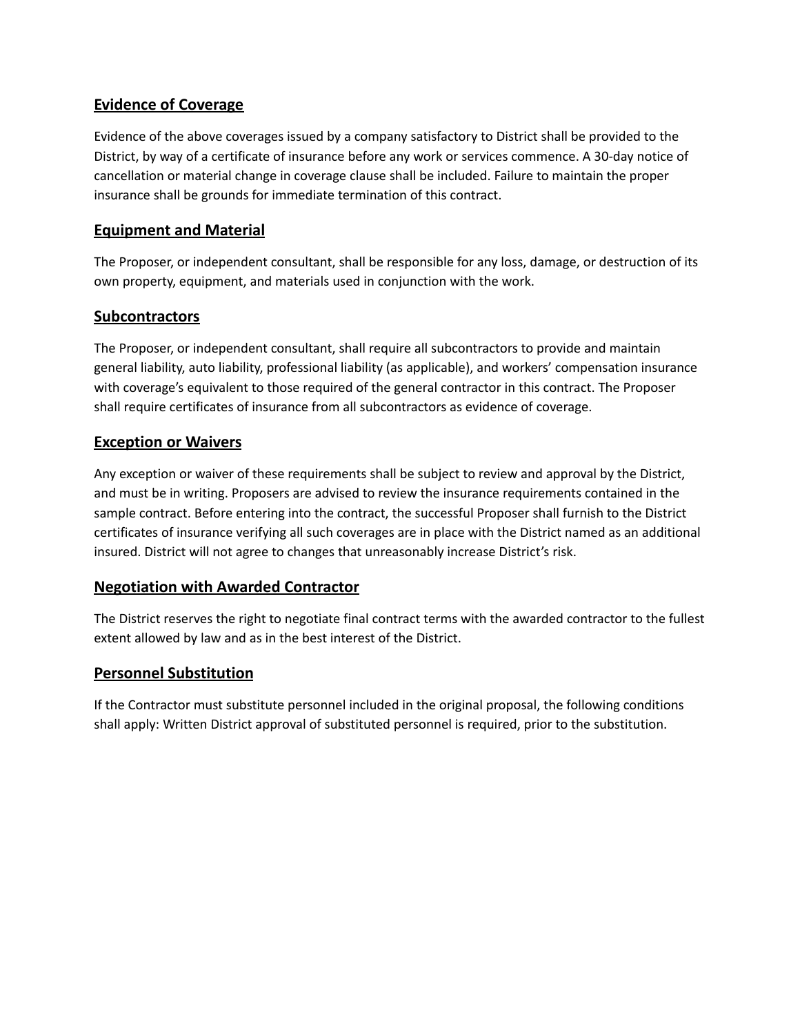## Evidence of Coverage

Evidence of the above coverages issued by a company satisfactory to District shall be provided to the District, by way of a certificate of insurance before any work or services commence. A 30-day notice of cancellation or material change in coverage clause shall be included. Failure to maintain the proper insurance shall be grounds for immediate termination of this contract.

## Equipment and Material

The Proposer, or independent consultant, shall be responsible for any loss, damage, or destruction of its own property, equipment, and materials used in conjunction with the work.

## Subcontractors

The Proposer, or independent consultant, shall require all subcontractors to provide and maintain general liability, auto liability, professional liability (as applicable), and workers' compensation insurance with coverage's equivalent to those required of the general contractor in this contract. The Proposer shall require certificates of insurance from all subcontractors as evidence of coverage.

## Exception or Waivers

Any exception or waiver of these requirements shall be subject to review and approval by the District, and must be in writing. Proposers are advised to review the insurance requirements contained in the sample contract. Before entering into the contract, the successful Proposer shall furnish to the District certificates of insurance verifying all such coverages are in place with the District named as an additional insured. District will not agree to changes that unreasonably increase District's risk.

## Negotiation with Awarded Contractor

The District reserves the right to negotiate final contract terms with the awarded contractor to the fullest extent allowed by law and as in the best interest of the District.

## Personnel Substitution

If the Contractor must substitute personnel included in the original proposal, the following conditions shall apply: Written District approval of substituted personnel is required, prior to the substitution.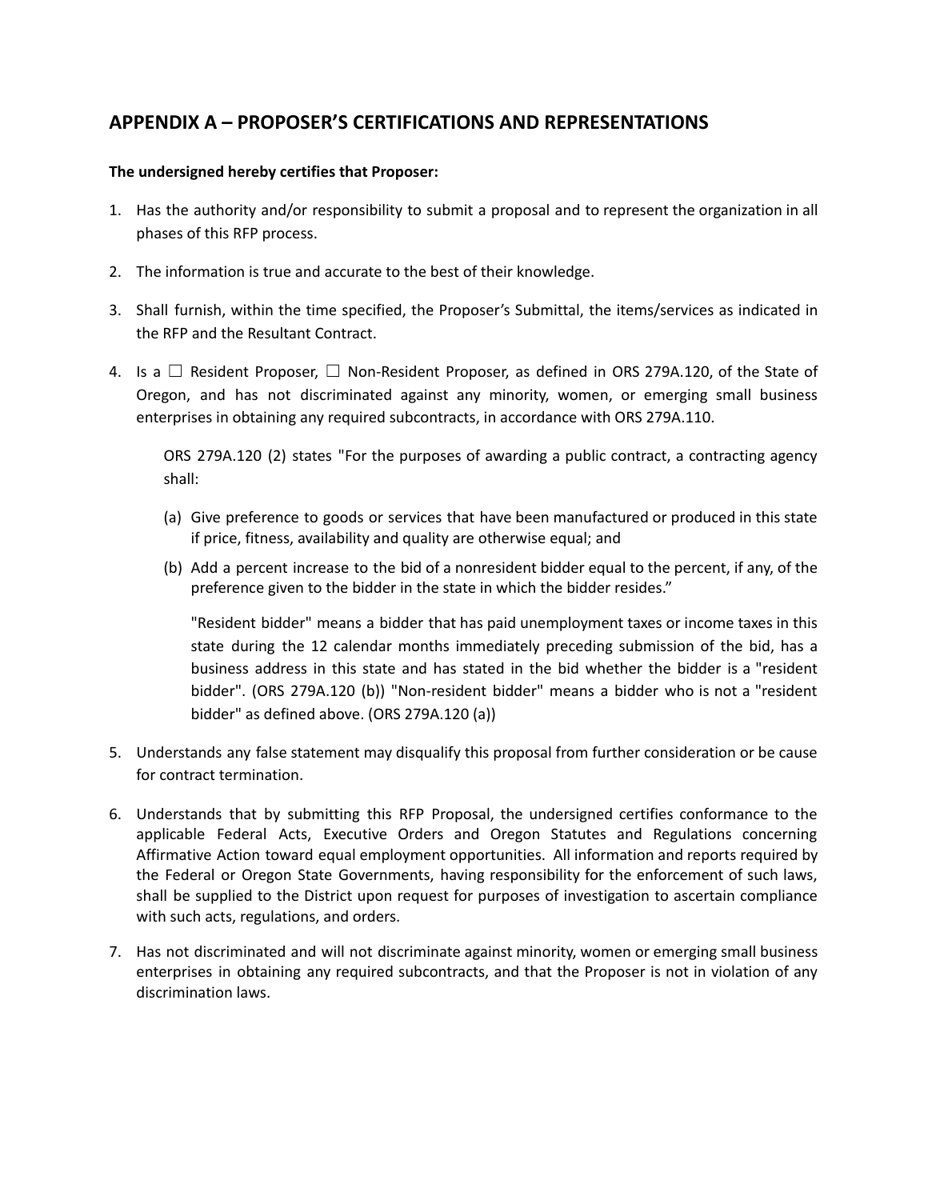## APPENDIX A – PROPOSER'S CERTIFICATIONS AND REPRESENTATIONS

**The undersigned hereby certifies that Proposer:**

1. Has the authority and/or responsibility to submit a proposal and to represent the organization in all phases of this RFP process.

2. The information is true and accurate to the best of their knowledge.

3. Shall furnish, within the time specified, the Proposer's Submittal, the items/services as indicated in the RFP and the Resultant Contract.

4. Is a ☐ Resident Proposer, ☐ Non-Resident Proposer, as defined in ORS 279A.120, of the State of Oregon, and has not discriminated against any minority, women, or emerging small business enterprises in obtaining any required subcontracts, in accordance with ORS 279A.110.

   ORS 279A.120 (2) states "For the purposes of awarding a public contract, a contracting agency shall:

   (a) Give preference to goods or services that have been manufactured or produced in this state if price, fitness, availability and quality are otherwise equal; and

   (b) Add a percent increase to the bid of a nonresident bidder equal to the percent, if any, of the preference given to the bidder in the state in which the bidder resides."

   "Resident bidder" means a bidder that has paid unemployment taxes or income taxes in this state during the 12 calendar months immediately preceding submission of the bid, has a business address in this state and has stated in the bid whether the bidder is a "resident bidder". (ORS 279A.120 (b)) "Non-resident bidder" means a bidder who is not a "resident bidder" as defined above. (ORS 279A.120 (a))

5. Understands any false statement may disqualify this proposal from further consideration or be cause for contract termination.

6. Understands that by submitting this RFP Proposal, the undersigned certifies conformance to the applicable Federal Acts, Executive Orders and Oregon Statutes and Regulations concerning Affirmative Action toward equal employment opportunities. All information and reports required by the Federal or Oregon State Governments, having responsibility for the enforcement of such laws, shall be supplied to the District upon request for purposes of investigation to ascertain compliance with such acts, regulations, and orders.

7. Has not discriminated and will not discriminate against minority, women or emerging small business enterprises in obtaining any required subcontracts, and that the Proposer is not in violation of any discrimination laws.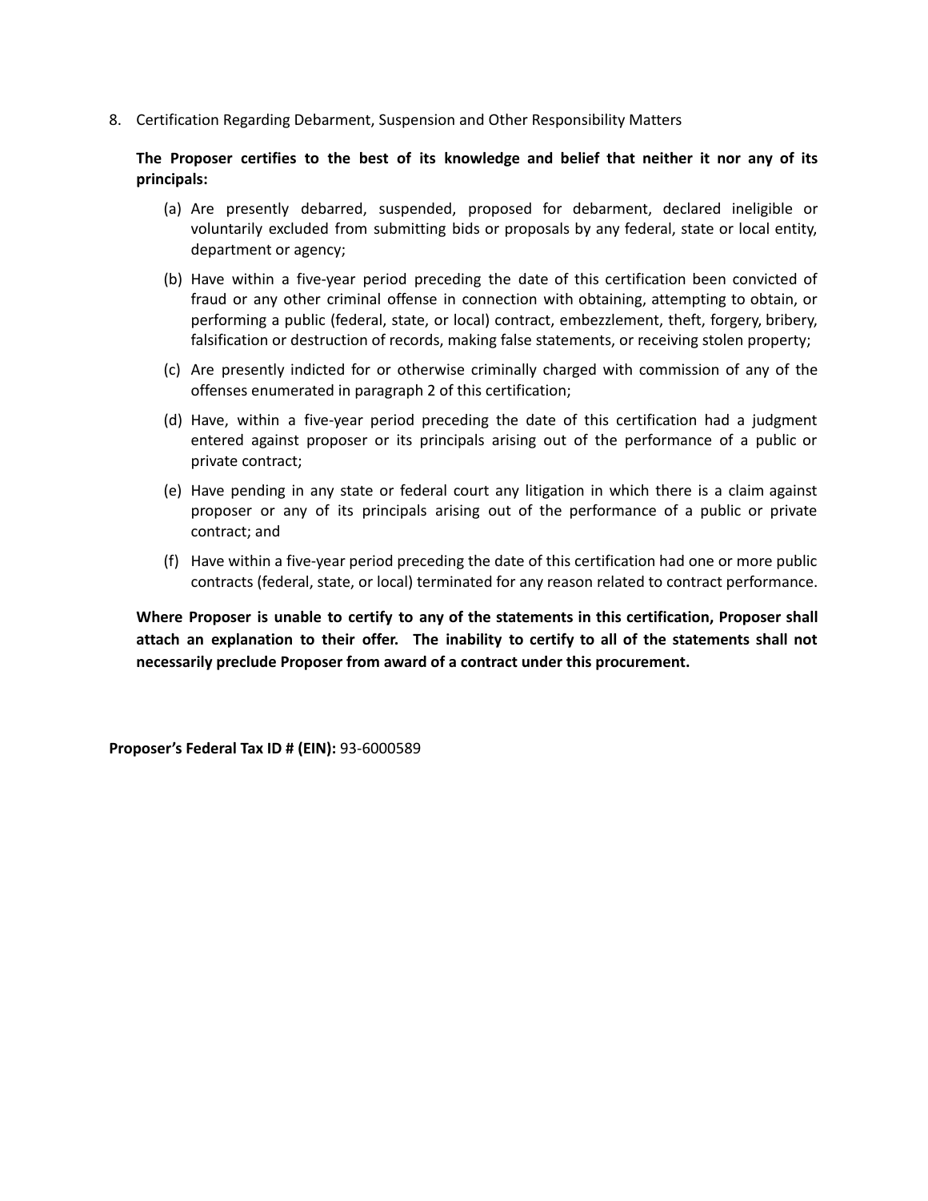8. Certification Regarding Debarment, Suspension and Other Responsibility Matters

**The Proposer certifies to the best of its knowledge and belief that neither it nor any of its principals:**

(a) Are presently debarred, suspended, proposed for debarment, declared ineligible or voluntarily excluded from submitting bids or proposals by any federal, state or local entity, department or agency;

(b) Have within a five-year period preceding the date of this certification been convicted of fraud or any other criminal offense in connection with obtaining, attempting to obtain, or performing a public (federal, state, or local) contract, embezzlement, theft, forgery, bribery, falsification or destruction of records, making false statements, or receiving stolen property;

(c) Are presently indicted for or otherwise criminally charged with commission of any of the offenses enumerated in paragraph 2 of this certification;

(d) Have, within a five-year period preceding the date of this certification had a judgment entered against proposer or its principals arising out of the performance of a public or private contract;

(e) Have pending in any state or federal court any litigation in which there is a claim against proposer or any of its principals arising out of the performance of a public or private contract; and

(f) Have within a five-year period preceding the date of this certification had one or more public contracts (federal, state, or local) terminated for any reason related to contract performance.

**Where Proposer is unable to certify to any of the statements in this certification, Proposer shall attach an explanation to their offer. The inability to certify to all of the statements shall not necessarily preclude Proposer from award of a contract under this procurement.**

**Proposer's Federal Tax ID # (EIN):** 93-6000589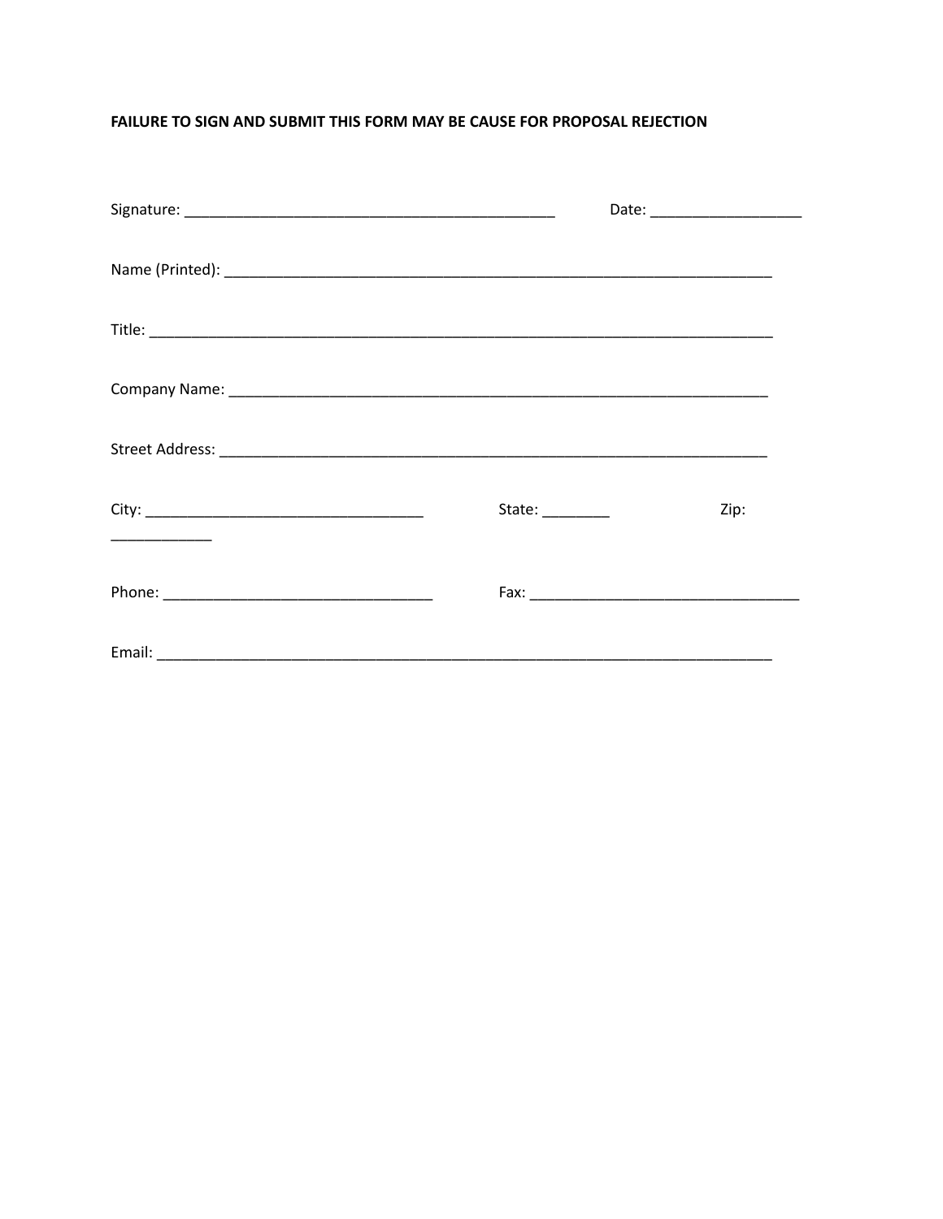**FAILURE TO SIGN AND SUBMIT THIS FORM MAY BE CAUSE FOR PROPOSAL REJECTION**

Signature: ______________________________________________ Date: __________________

Name (Printed): ____________________________________________________________________

Title: ______________________________________________________________________________

Company Name: ___________________________________________________________________

Street Address: ____________________________________________________________________

City: __________________________________ State: ________ Zip: ____________

Phone: _________________________________ Fax: ________________________________

Email: ______________________________________________________________________________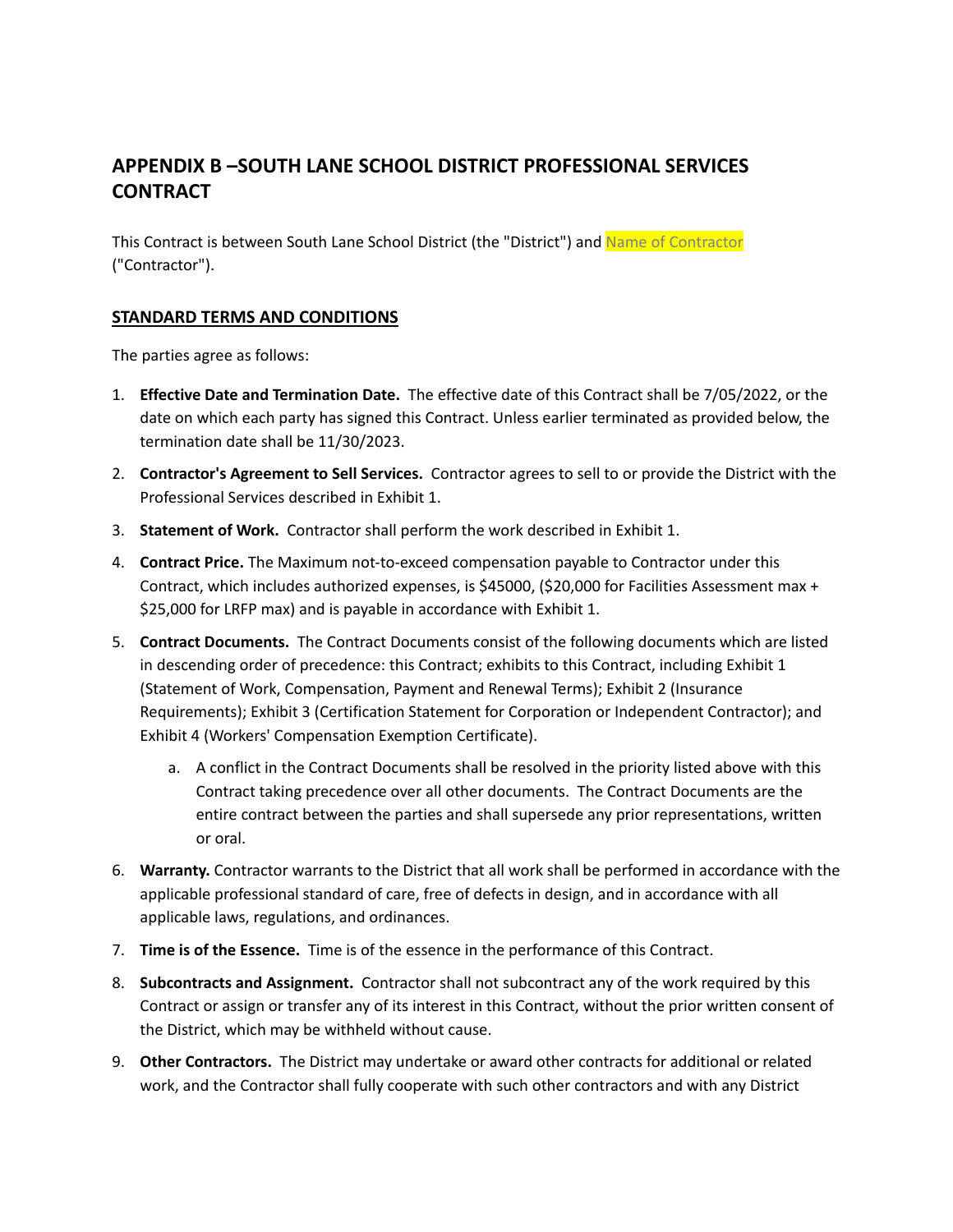# APPENDIX B –SOUTH LANE SCHOOL DISTRICT PROFESSIONAL SERVICES CONTRACT

This Contract is between South Lane School District (the "District") and Name of Contractor ("Contractor").

## STANDARD TERMS AND CONDITIONS

The parties agree as follows:

1. **Effective Date and Termination Date.** The effective date of this Contract shall be 7/05/2022, or the date on which each party has signed this Contract. Unless earlier terminated as provided below, the termination date shall be 11/30/2023.
2. **Contractor's Agreement to Sell Services.** Contractor agrees to sell to or provide the District with the Professional Services described in Exhibit 1.
3. **Statement of Work.** Contractor shall perform the work described in Exhibit 1.
4. **Contract Price.** The Maximum not-to-exceed compensation payable to Contractor under this Contract, which includes authorized expenses, is $45000, ($20,000 for Facilities Assessment max + $25,000 for LRFP max) and is payable in accordance with Exhibit 1.
5. **Contract Documents.** The Contract Documents consist of the following documents which are listed in descending order of precedence: this Contract; exhibits to this Contract, including Exhibit 1 (Statement of Work, Compensation, Payment and Renewal Terms); Exhibit 2 (Insurance Requirements); Exhibit 3 (Certification Statement for Corporation or Independent Contractor); and Exhibit 4 (Workers' Compensation Exemption Certificate).
    a. A conflict in the Contract Documents shall be resolved in the priority listed above with this Contract taking precedence over all other documents. The Contract Documents are the entire contract between the parties and shall supersede any prior representations, written or oral.
6. **Warranty.** Contractor warrants to the District that all work shall be performed in accordance with the applicable professional standard of care, free of defects in design, and in accordance with all applicable laws, regulations, and ordinances.
7. **Time is of the Essence.** Time is of the essence in the performance of this Contract.
8. **Subcontracts and Assignment.** Contractor shall not subcontract any of the work required by this Contract or assign or transfer any of its interest in this Contract, without the prior written consent of the District, which may be withheld without cause.
9. **Other Contractors.** The District may undertake or award other contracts for additional or related work, and the Contractor shall fully cooperate with such other contractors and with any District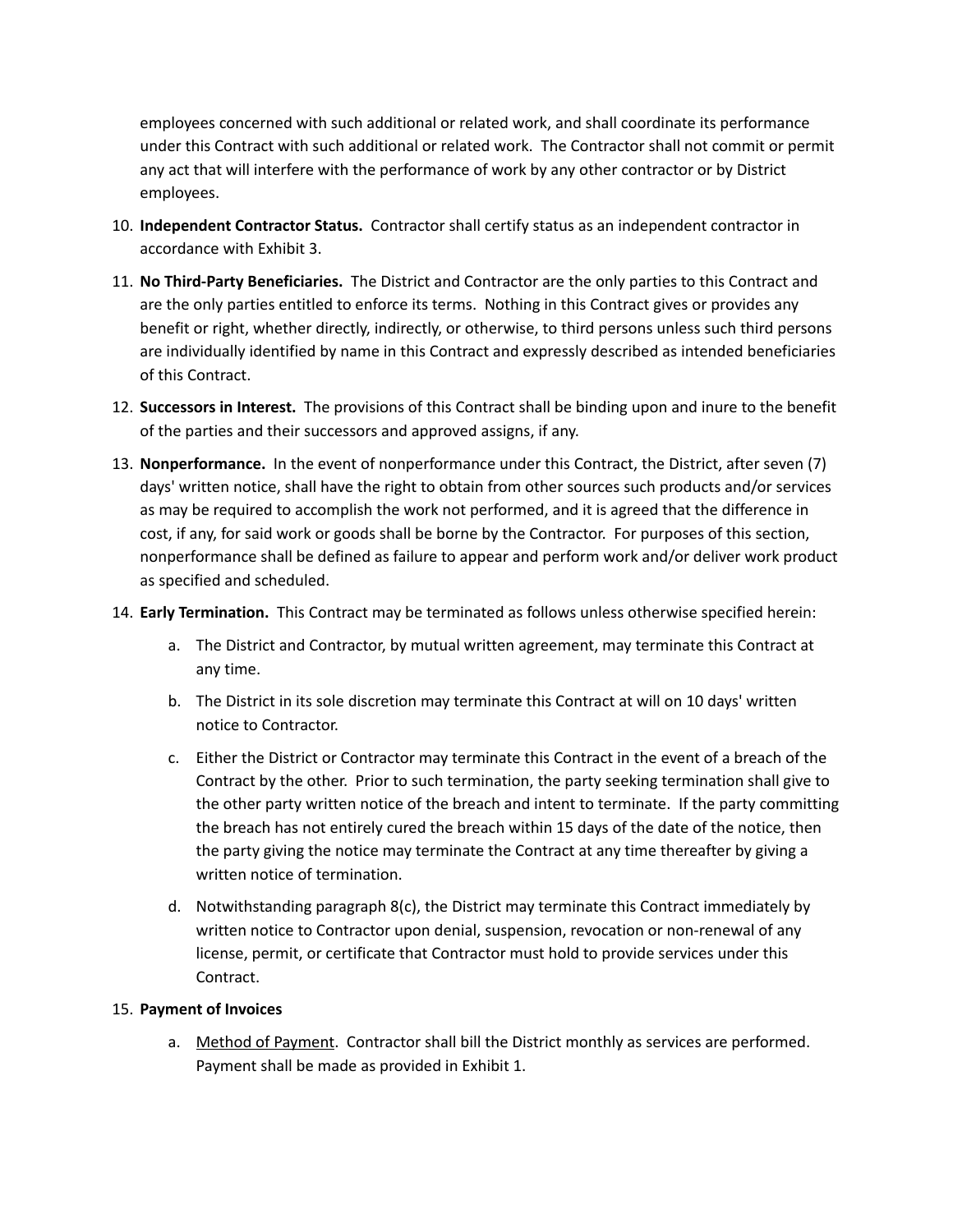employees concerned with such additional or related work, and shall coordinate its performance under this Contract with such additional or related work. The Contractor shall not commit or permit any act that will interfere with the performance of work by any other contractor or by District employees.

10. **Independent Contractor Status.** Contractor shall certify status as an independent contractor in accordance with Exhibit 3.

11. **No Third-Party Beneficiaries.** The District and Contractor are the only parties to this Contract and are the only parties entitled to enforce its terms. Nothing in this Contract gives or provides any benefit or right, whether directly, indirectly, or otherwise, to third persons unless such third persons are individually identified by name in this Contract and expressly described as intended beneficiaries of this Contract.

12. **Successors in Interest.** The provisions of this Contract shall be binding upon and inure to the benefit of the parties and their successors and approved assigns, if any.

13. **Nonperformance.** In the event of nonperformance under this Contract, the District, after seven (7) days' written notice, shall have the right to obtain from other sources such products and/or services as may be required to accomplish the work not performed, and it is agreed that the difference in cost, if any, for said work or goods shall be borne by the Contractor. For purposes of this section, nonperformance shall be defined as failure to appear and perform work and/or deliver work product as specified and scheduled.

14. **Early Termination.** This Contract may be terminated as follows unless otherwise specified herein:

    a. The District and Contractor, by mutual written agreement, may terminate this Contract at any time.

    b. The District in its sole discretion may terminate this Contract at will on 10 days' written notice to Contractor.

    c. Either the District or Contractor may terminate this Contract in the event of a breach of the Contract by the other. Prior to such termination, the party seeking termination shall give to the other party written notice of the breach and intent to terminate. If the party committing the breach has not entirely cured the breach within 15 days of the date of the notice, then the party giving the notice may terminate the Contract at any time thereafter by giving a written notice of termination.

    d. Notwithstanding paragraph 8(c), the District may terminate this Contract immediately by written notice to Contractor upon denial, suspension, revocation or non-renewal of any license, permit, or certificate that Contractor must hold to provide services under this Contract.

15. **Payment of Invoices**

    a. Method of Payment. Contractor shall bill the District monthly as services are performed. Payment shall be made as provided in Exhibit 1.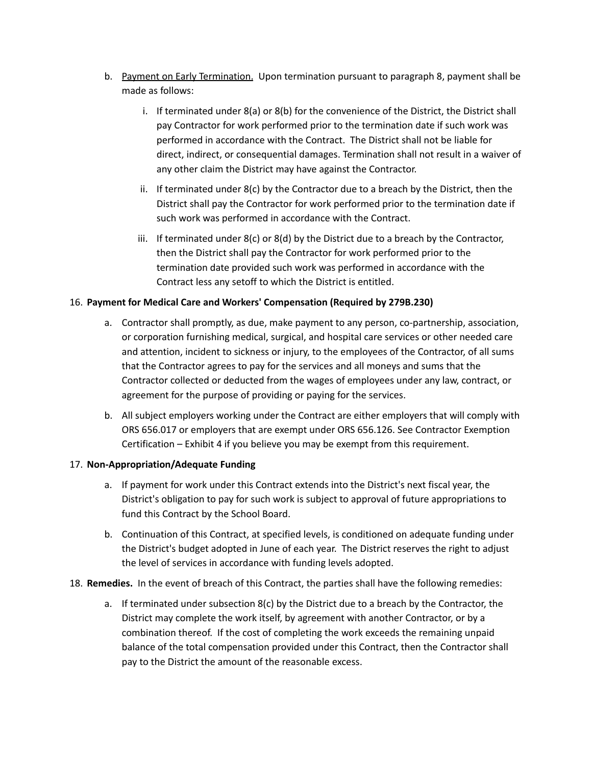b. <u>Payment on Early Termination.</u> Upon termination pursuant to paragraph 8, payment shall be made as follows:

   i. If terminated under 8(a) or 8(b) for the convenience of the District, the District shall pay Contractor for work performed prior to the termination date if such work was performed in accordance with the Contract. The District shall not be liable for direct, indirect, or consequential damages. Termination shall not result in a waiver of any other claim the District may have against the Contractor.

   ii. If terminated under 8(c) by the Contractor due to a breach by the District, then the District shall pay the Contractor for work performed prior to the termination date if such work was performed in accordance with the Contract.

   iii. If terminated under 8(c) or 8(d) by the District due to a breach by the Contractor, then the District shall pay the Contractor for work performed prior to the termination date provided such work was performed in accordance with the Contract less any setoff to which the District is entitled.

16. **Payment for Medical Care and Workers' Compensation (Required by 279B.230)**

    a. Contractor shall promptly, as due, make payment to any person, co-partnership, association, or corporation furnishing medical, surgical, and hospital care services or other needed care and attention, incident to sickness or injury, to the employees of the Contractor, of all sums that the Contractor agrees to pay for the services and all moneys and sums that the Contractor collected or deducted from the wages of employees under any law, contract, or agreement for the purpose of providing or paying for the services.

    b. All subject employers working under the Contract are either employers that will comply with ORS 656.017 or employers that are exempt under ORS 656.126. See Contractor Exemption Certification – Exhibit 4 if you believe you may be exempt from this requirement.

17. **Non-Appropriation/Adequate Funding**

    a. If payment for work under this Contract extends into the District's next fiscal year, the District's obligation to pay for such work is subject to approval of future appropriations to fund this Contract by the School Board.

    b. Continuation of this Contract, at specified levels, is conditioned on adequate funding under the District's budget adopted in June of each year. The District reserves the right to adjust the level of services in accordance with funding levels adopted.

18. **Remedies.** In the event of breach of this Contract, the parties shall have the following remedies:

    a. If terminated under subsection 8(c) by the District due to a breach by the Contractor, the District may complete the work itself, by agreement with another Contractor, or by a combination thereof. If the cost of completing the work exceeds the remaining unpaid balance of the total compensation provided under this Contract, then the Contractor shall pay to the District the amount of the reasonable excess.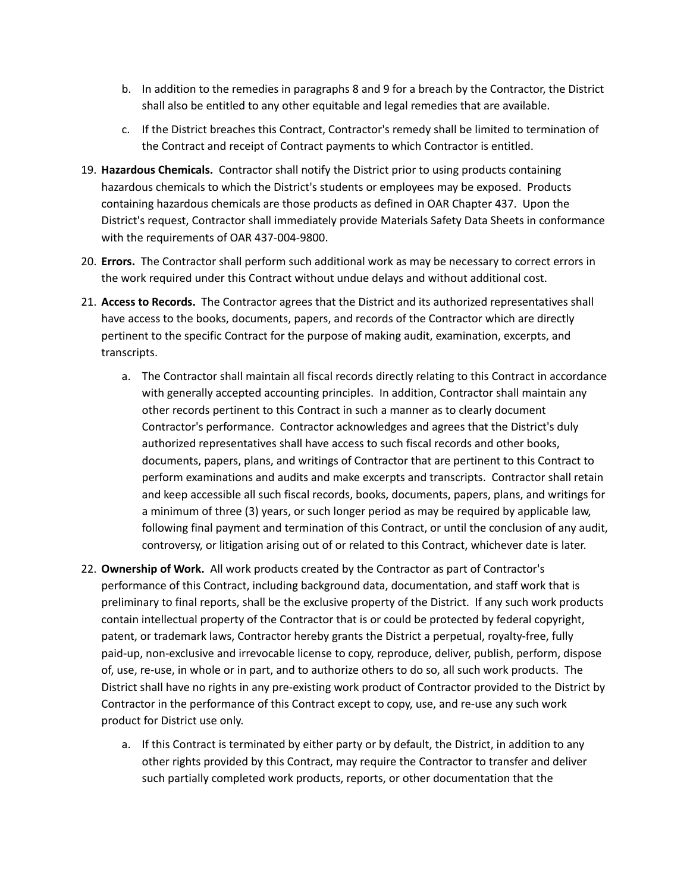b. In addition to the remedies in paragraphs 8 and 9 for a breach by the Contractor, the District shall also be entitled to any other equitable and legal remedies that are available.

   c. If the District breaches this Contract, Contractor's remedy shall be limited to termination of the Contract and receipt of Contract payments to which Contractor is entitled.

19. **Hazardous Chemicals.** Contractor shall notify the District prior to using products containing hazardous chemicals to which the District's students or employees may be exposed. Products containing hazardous chemicals are those products as defined in OAR Chapter 437. Upon the District's request, Contractor shall immediately provide Materials Safety Data Sheets in conformance with the requirements of OAR 437-004-9800.

20. **Errors.** The Contractor shall perform such additional work as may be necessary to correct errors in the work required under this Contract without undue delays and without additional cost.

21. **Access to Records.** The Contractor agrees that the District and its authorized representatives shall have access to the books, documents, papers, and records of the Contractor which are directly pertinent to the specific Contract for the purpose of making audit, examination, excerpts, and transcripts.

   a. The Contractor shall maintain all fiscal records directly relating to this Contract in accordance with generally accepted accounting principles. In addition, Contractor shall maintain any other records pertinent to this Contract in such a manner as to clearly document Contractor's performance. Contractor acknowledges and agrees that the District's duly authorized representatives shall have access to such fiscal records and other books, documents, papers, plans, and writings of Contractor that are pertinent to this Contract to perform examinations and audits and make excerpts and transcripts. Contractor shall retain and keep accessible all such fiscal records, books, documents, papers, plans, and writings for a minimum of three (3) years, or such longer period as may be required by applicable law, following final payment and termination of this Contract, or until the conclusion of any audit, controversy, or litigation arising out of or related to this Contract, whichever date is later.

22. **Ownership of Work.** All work products created by the Contractor as part of Contractor's performance of this Contract, including background data, documentation, and staff work that is preliminary to final reports, shall be the exclusive property of the District. If any such work products contain intellectual property of the Contractor that is or could be protected by federal copyright, patent, or trademark laws, Contractor hereby grants the District a perpetual, royalty-free, fully paid-up, non-exclusive and irrevocable license to copy, reproduce, deliver, publish, perform, dispose of, use, re-use, in whole or in part, and to authorize others to do so, all such work products. The District shall have no rights in any pre-existing work product of Contractor provided to the District by Contractor in the performance of this Contract except to copy, use, and re-use any such work product for District use only.

   a. If this Contract is terminated by either party or by default, the District, in addition to any other rights provided by this Contract, may require the Contractor to transfer and deliver such partially completed work products, reports, or other documentation that the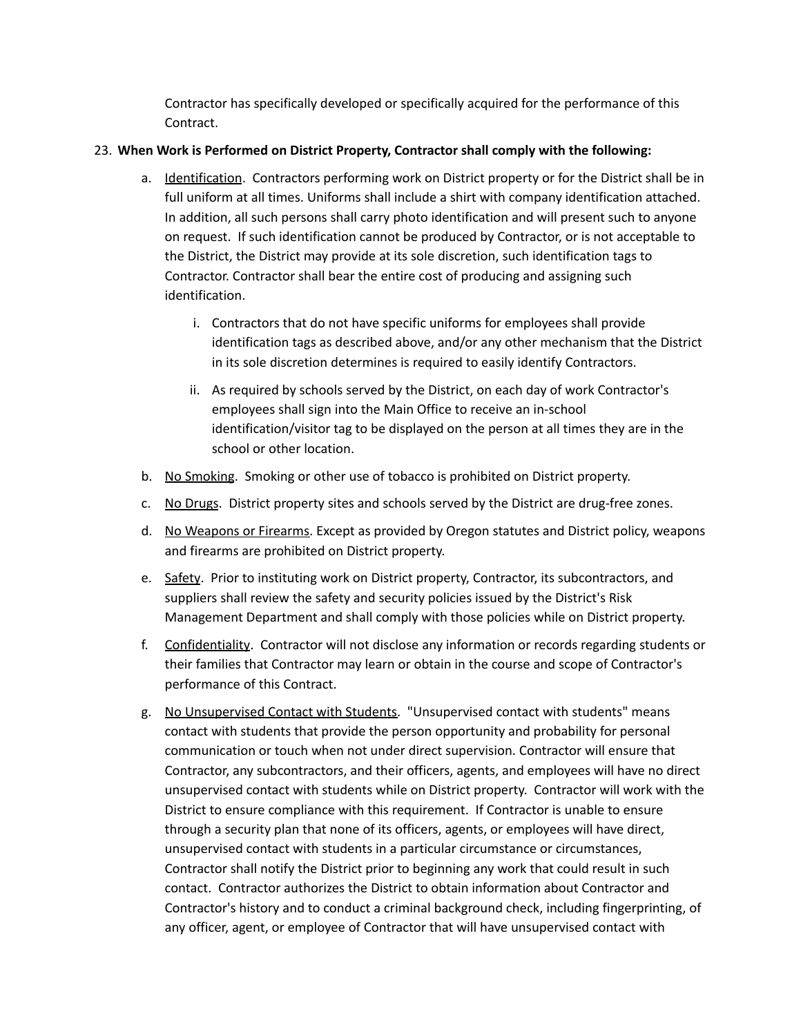Contractor has specifically developed or specifically acquired for the performance of this Contract.

23. **When Work is Performed on District Property, Contractor shall comply with the following:**

    a. Identification. Contractors performing work on District property or for the District shall be in full uniform at all times. Uniforms shall include a shirt with company identification attached. In addition, all such persons shall carry photo identification and will present such to anyone on request. If such identification cannot be produced by Contractor, or is not acceptable to the District, the District may provide at its sole discretion, such identification tags to Contractor. Contractor shall bear the entire cost of producing and assigning such identification.

        i. Contractors that do not have specific uniforms for employees shall provide identification tags as described above, and/or any other mechanism that the District in its sole discretion determines is required to easily identify Contractors.

        ii. As required by schools served by the District, on each day of work Contractor's employees shall sign into the Main Office to receive an in-school identification/visitor tag to be displayed on the person at all times they are in the school or other location.

    b. No Smoking. Smoking or other use of tobacco is prohibited on District property.

    c. No Drugs. District property sites and schools served by the District are drug-free zones.

    d. No Weapons or Firearms. Except as provided by Oregon statutes and District policy, weapons and firearms are prohibited on District property.

    e. Safety. Prior to instituting work on District property, Contractor, its subcontractors, and suppliers shall review the safety and security policies issued by the District's Risk Management Department and shall comply with those policies while on District property.

    f. Confidentiality. Contractor will not disclose any information or records regarding students or their families that Contractor may learn or obtain in the course and scope of Contractor's performance of this Contract.

    g. No Unsupervised Contact with Students. "Unsupervised contact with students" means contact with students that provide the person opportunity and probability for personal communication or touch when not under direct supervision. Contractor will ensure that Contractor, any subcontractors, and their officers, agents, and employees will have no direct unsupervised contact with students while on District property. Contractor will work with the District to ensure compliance with this requirement. If Contractor is unable to ensure through a security plan that none of its officers, agents, or employees will have direct, unsupervised contact with students in a particular circumstance or circumstances, Contractor shall notify the District prior to beginning any work that could result in such contact. Contractor authorizes the District to obtain information about Contractor and Contractor's history and to conduct a criminal background check, including fingerprinting, of any officer, agent, or employee of Contractor that will have unsupervised contact with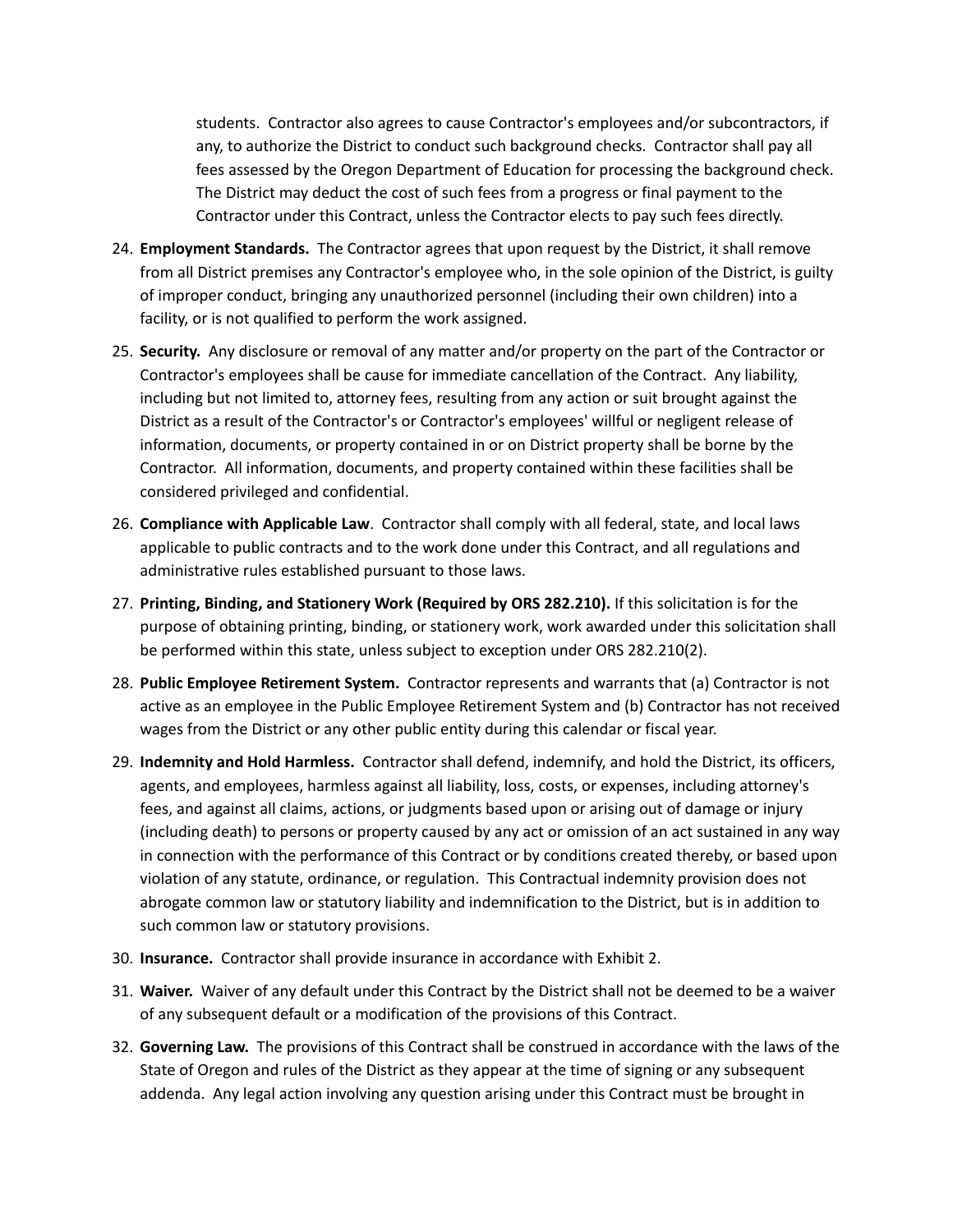students. Contractor also agrees to cause Contractor's employees and/or subcontractors, if any, to authorize the District to conduct such background checks. Contractor shall pay all fees assessed by the Oregon Department of Education for processing the background check. The District may deduct the cost of such fees from a progress or final payment to the Contractor under this Contract, unless the Contractor elects to pay such fees directly.

24. **Employment Standards.** The Contractor agrees that upon request by the District, it shall remove from all District premises any Contractor's employee who, in the sole opinion of the District, is guilty of improper conduct, bringing any unauthorized personnel (including their own children) into a facility, or is not qualified to perform the work assigned.

25. **Security.** Any disclosure or removal of any matter and/or property on the part of the Contractor or Contractor's employees shall be cause for immediate cancellation of the Contract. Any liability, including but not limited to, attorney fees, resulting from any action or suit brought against the District as a result of the Contractor's or Contractor's employees' willful or negligent release of information, documents, or property contained in or on District property shall be borne by the Contractor. All information, documents, and property contained within these facilities shall be considered privileged and confidential.

26. **Compliance with Applicable Law**. Contractor shall comply with all federal, state, and local laws applicable to public contracts and to the work done under this Contract, and all regulations and administrative rules established pursuant to those laws.

27. **Printing, Binding, and Stationery Work (Required by ORS 282.210).** If this solicitation is for the purpose of obtaining printing, binding, or stationery work, work awarded under this solicitation shall be performed within this state, unless subject to exception under ORS 282.210(2).

28. **Public Employee Retirement System.** Contractor represents and warrants that (a) Contractor is not active as an employee in the Public Employee Retirement System and (b) Contractor has not received wages from the District or any other public entity during this calendar or fiscal year.

29. **Indemnity and Hold Harmless.** Contractor shall defend, indemnify, and hold the District, its officers, agents, and employees, harmless against all liability, loss, costs, or expenses, including attorney's fees, and against all claims, actions, or judgments based upon or arising out of damage or injury (including death) to persons or property caused by any act or omission of an act sustained in any way in connection with the performance of this Contract or by conditions created thereby, or based upon violation of any statute, ordinance, or regulation. This Contractual indemnity provision does not abrogate common law or statutory liability and indemnification to the District, but is in addition to such common law or statutory provisions.

30. **Insurance.** Contractor shall provide insurance in accordance with Exhibit 2.

31. **Waiver.** Waiver of any default under this Contract by the District shall not be deemed to be a waiver of any subsequent default or a modification of the provisions of this Contract.

32. **Governing Law.** The provisions of this Contract shall be construed in accordance with the laws of the State of Oregon and rules of the District as they appear at the time of signing or any subsequent addenda. Any legal action involving any question arising under this Contract must be brought in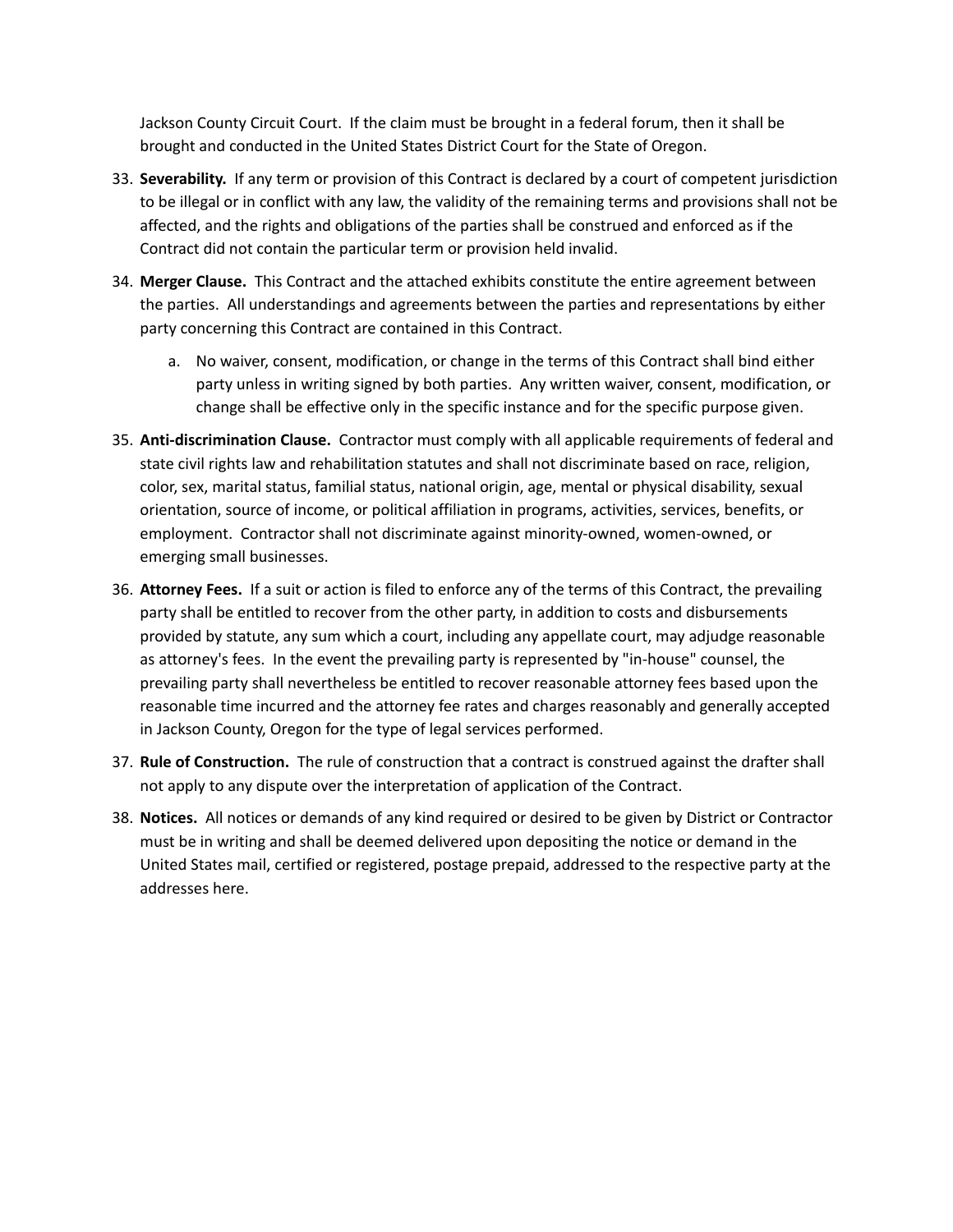Jackson County Circuit Court. If the claim must be brought in a federal forum, then it shall be brought and conducted in the United States District Court for the State of Oregon.

33. **Severability.** If any term or provision of this Contract is declared by a court of competent jurisdiction to be illegal or in conflict with any law, the validity of the remaining terms and provisions shall not be affected, and the rights and obligations of the parties shall be construed and enforced as if the Contract did not contain the particular term or provision held invalid.

34. **Merger Clause.** This Contract and the attached exhibits constitute the entire agreement between the parties. All understandings and agreements between the parties and representations by either party concerning this Contract are contained in this Contract.

    a. No waiver, consent, modification, or change in the terms of this Contract shall bind either party unless in writing signed by both parties. Any written waiver, consent, modification, or change shall be effective only in the specific instance and for the specific purpose given.

35. **Anti-discrimination Clause.** Contractor must comply with all applicable requirements of federal and state civil rights law and rehabilitation statutes and shall not discriminate based on race, religion, color, sex, marital status, familial status, national origin, age, mental or physical disability, sexual orientation, source of income, or political affiliation in programs, activities, services, benefits, or employment. Contractor shall not discriminate against minority-owned, women-owned, or emerging small businesses.

36. **Attorney Fees.** If a suit or action is filed to enforce any of the terms of this Contract, the prevailing party shall be entitled to recover from the other party, in addition to costs and disbursements provided by statute, any sum which a court, including any appellate court, may adjudge reasonable as attorney's fees. In the event the prevailing party is represented by "in-house" counsel, the prevailing party shall nevertheless be entitled to recover reasonable attorney fees based upon the reasonable time incurred and the attorney fee rates and charges reasonably and generally accepted in Jackson County, Oregon for the type of legal services performed.

37. **Rule of Construction.** The rule of construction that a contract is construed against the drafter shall not apply to any dispute over the interpretation of application of the Contract.

38. **Notices.** All notices or demands of any kind required or desired to be given by District or Contractor must be in writing and shall be deemed delivered upon depositing the notice or demand in the United States mail, certified or registered, postage prepaid, addressed to the respective party at the addresses here.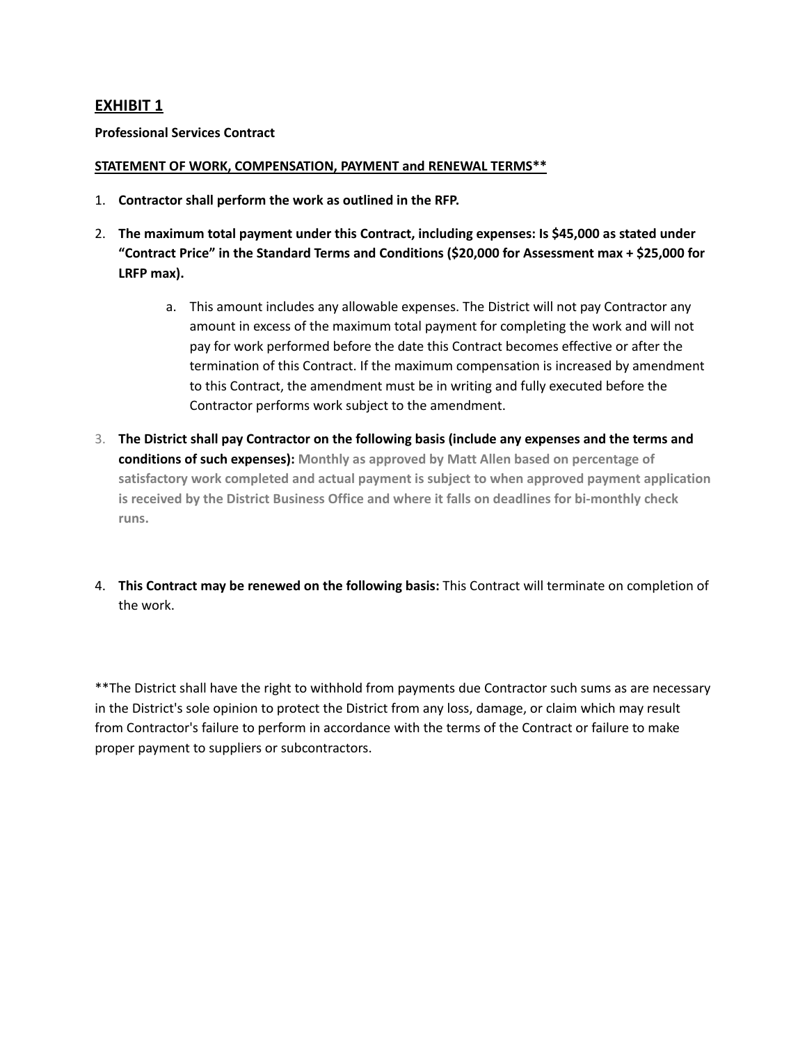## EXHIBIT 1

**Professional Services Contract**

**STATEMENT OF WORK, COMPENSATION, PAYMENT and RENEWAL TERMS****

1. **Contractor shall perform the work as outlined in the RFP.**

2. **The maximum total payment under this Contract, including expenses: Is $45,000 as stated under "Contract Price" in the Standard Terms and Conditions ($20,000 for Assessment max + $25,000 for LRFP max).**

   a. This amount includes any allowable expenses. The District will not pay Contractor any amount in excess of the maximum total payment for completing the work and will not pay for work performed before the date this Contract becomes effective or after the termination of this Contract. If the maximum compensation is increased by amendment to this Contract, the amendment must be in writing and fully executed before the Contractor performs work subject to the amendment.

3. **The District shall pay Contractor on the following basis (include any expenses and the terms and conditions of such expenses): Monthly as approved by Matt Allen based on percentage of satisfactory work completed and actual payment is subject to when approved payment application is received by the District Business Office and where it falls on deadlines for bi-monthly check runs.**

4. **This Contract may be renewed on the following basis:** This Contract will terminate on completion of the work.

**The District shall have the right to withhold from payments due Contractor such sums as are necessary in the District's sole opinion to protect the District from any loss, damage, or claim which may result from Contractor's failure to perform in accordance with the terms of the Contract or failure to make proper payment to suppliers or subcontractors.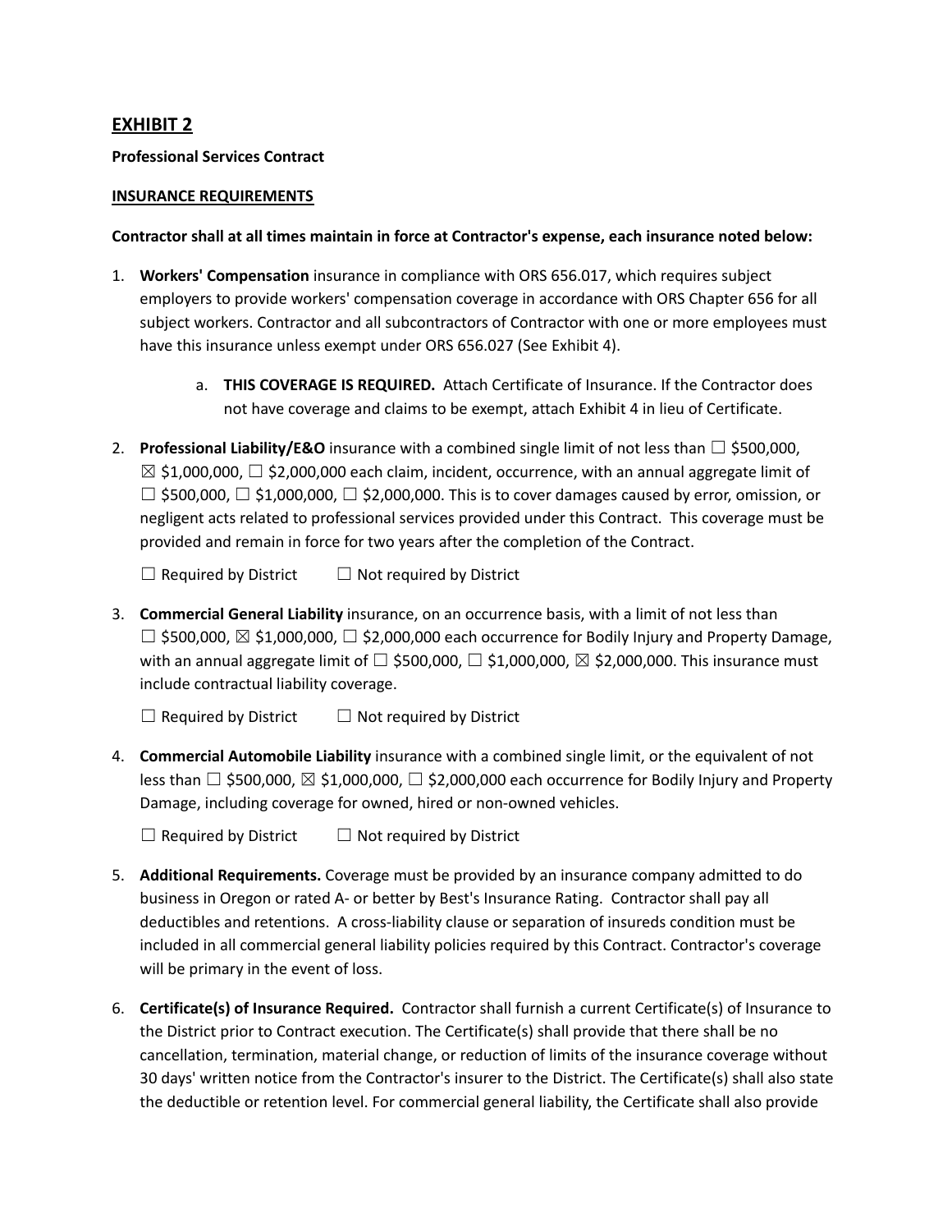## EXHIBIT 2

**Professional Services Contract**

**INSURANCE REQUIREMENTS**

**Contractor shall at all times maintain in force at Contractor's expense, each insurance noted below:**

1. **Workers' Compensation** insurance in compliance with ORS 656.017, which requires subject employers to provide workers' compensation coverage in accordance with ORS Chapter 656 for all subject workers. Contractor and all subcontractors of Contractor with one or more employees must have this insurance unless exempt under ORS 656.027 (See Exhibit 4).

    a. **THIS COVERAGE IS REQUIRED.** Attach Certificate of Insurance. If the Contractor does not have coverage and claims to be exempt, attach Exhibit 4 in lieu of Certificate.

2. **Professional Liability/E&O** insurance with a combined single limit of not less than ☐ $500,000, ☒ $1,000,000, ☐ $2,000,000 each claim, incident, occurrence, with an annual aggregate limit of ☐ $500,000, ☐ $1,000,000, ☐ $2,000,000. This is to cover damages caused by error, omission, or negligent acts related to professional services provided under this Contract. This coverage must be provided and remain in force for two years after the completion of the Contract.

    ☐ Required by District ☐ Not required by District

3. **Commercial General Liability** insurance, on an occurrence basis, with a limit of not less than ☐ $500,000, ☒ $1,000,000, ☐ $2,000,000 each occurrence for Bodily Injury and Property Damage, with an annual aggregate limit of ☐ $500,000, ☐ $1,000,000, ☒ $2,000,000. This insurance must include contractual liability coverage.

    ☐ Required by District ☐ Not required by District

4. **Commercial Automobile Liability** insurance with a combined single limit, or the equivalent of not less than ☐ $500,000, ☒ $1,000,000, ☐ $2,000,000 each occurrence for Bodily Injury and Property Damage, including coverage for owned, hired or non-owned vehicles.

    ☐ Required by District ☐ Not required by District

5. **Additional Requirements.** Coverage must be provided by an insurance company admitted to do business in Oregon or rated A- or better by Best's Insurance Rating. Contractor shall pay all deductibles and retentions. A cross-liability clause or separation of insureds condition must be included in all commercial general liability policies required by this Contract. Contractor's coverage will be primary in the event of loss.

6. **Certificate(s) of Insurance Required.** Contractor shall furnish a current Certificate(s) of Insurance to the District prior to Contract execution. The Certificate(s) shall provide that there shall be no cancellation, termination, material change, or reduction of limits of the insurance coverage without 30 days' written notice from the Contractor's insurer to the District. The Certificate(s) shall also state the deductible or retention level. For commercial general liability, the Certificate shall also provide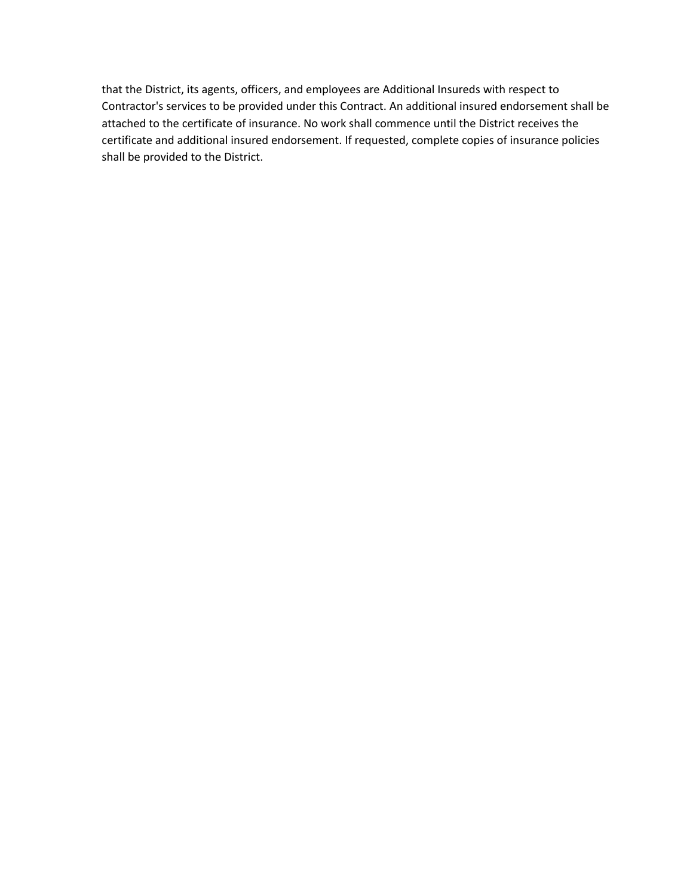that the District, its agents, officers, and employees are Additional Insureds with respect to Contractor's services to be provided under this Contract. An additional insured endorsement shall be attached to the certificate of insurance. No work shall commence until the District receives the certificate and additional insured endorsement. If requested, complete copies of insurance policies shall be provided to the District.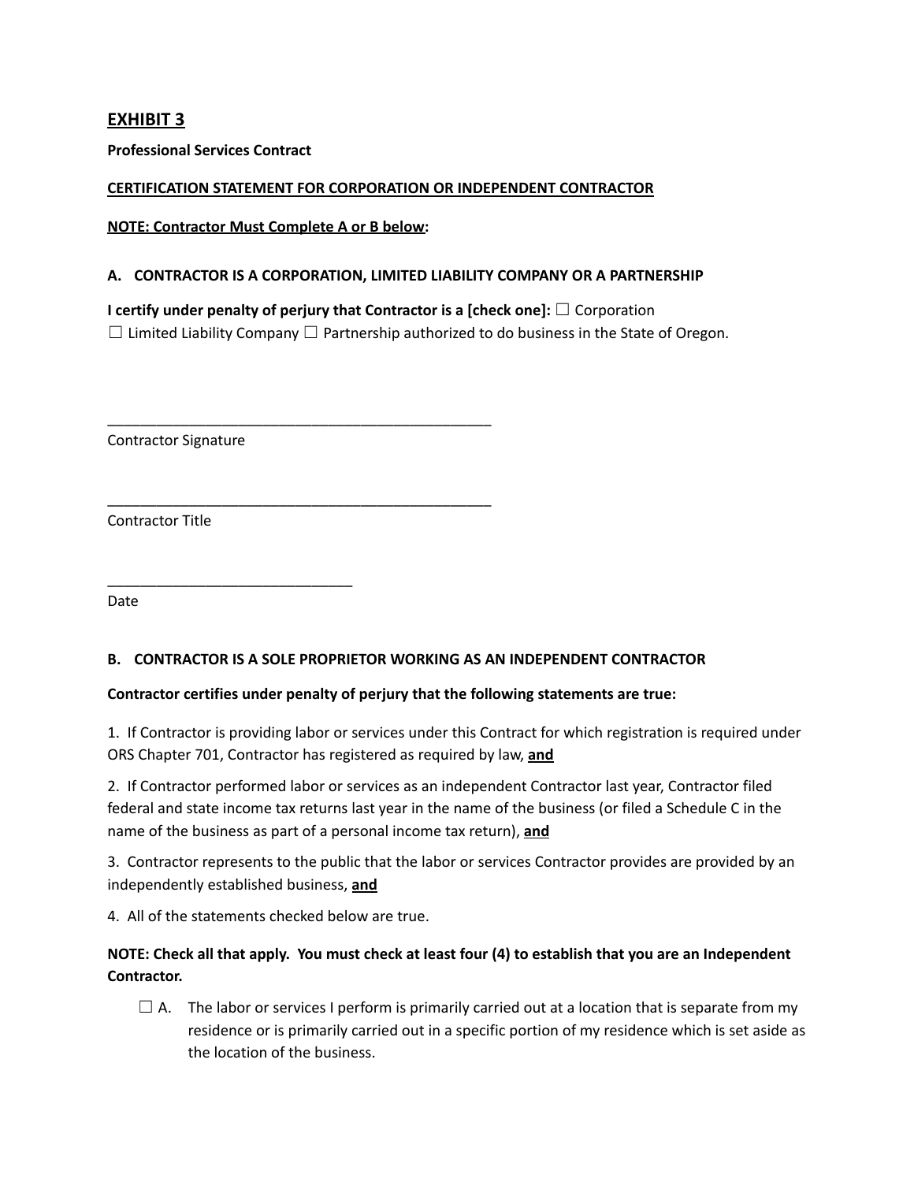## EXHIBIT 3

**Professional Services Contract**

**CERTIFICATION STATEMENT FOR CORPORATION OR INDEPENDENT CONTRACTOR**

**NOTE: Contractor Must Complete A or B below:**

### A. CONTRACTOR IS A CORPORATION, LIMITED LIABILITY COMPANY OR A PARTNERSHIP

**I certify under penalty of perjury that Contractor is a [check one]:** ☐ Corporation ☐ Limited Liability Company ☐ Partnership authorized to do business in the State of Oregon.

\_\_\_\_\_\_\_\_\_\_\_\_\_\_\_\_\_\_\_\_\_\_\_\_\_\_\_\_\_\_\_\_\_\_\_\_\_\_\_\_\_\_\_\_\_\_\_\_
Contractor Signature

\_\_\_\_\_\_\_\_\_\_\_\_\_\_\_\_\_\_\_\_\_\_\_\_\_\_\_\_\_\_\_\_\_\_\_\_\_\_\_\_\_\_\_\_\_\_\_\_
Contractor Title

\_\_\_\_\_\_\_\_\_\_\_\_\_\_\_\_\_\_\_\_\_\_\_\_\_\_\_\_\_\_\_
Date

### B. CONTRACTOR IS A SOLE PROPRIETOR WORKING AS AN INDEPENDENT CONTRACTOR

**Contractor certifies under penalty of perjury that the following statements are true:**

1. If Contractor is providing labor or services under this Contract for which registration is required under ORS Chapter 701, Contractor has registered as required by law, **and**

2. If Contractor performed labor or services as an independent Contractor last year, Contractor filed federal and state income tax returns last year in the name of the business (or filed a Schedule C in the name of the business as part of a personal income tax return), **and**

3. Contractor represents to the public that the labor or services Contractor provides are provided by an independently established business, **and**

4. All of the statements checked below are true.

**NOTE: Check all that apply. You must check at least four (4) to establish that you are an Independent Contractor.**

☐ A. The labor or services I perform is primarily carried out at a location that is separate from my residence or is primarily carried out in a specific portion of my residence which is set aside as the location of the business.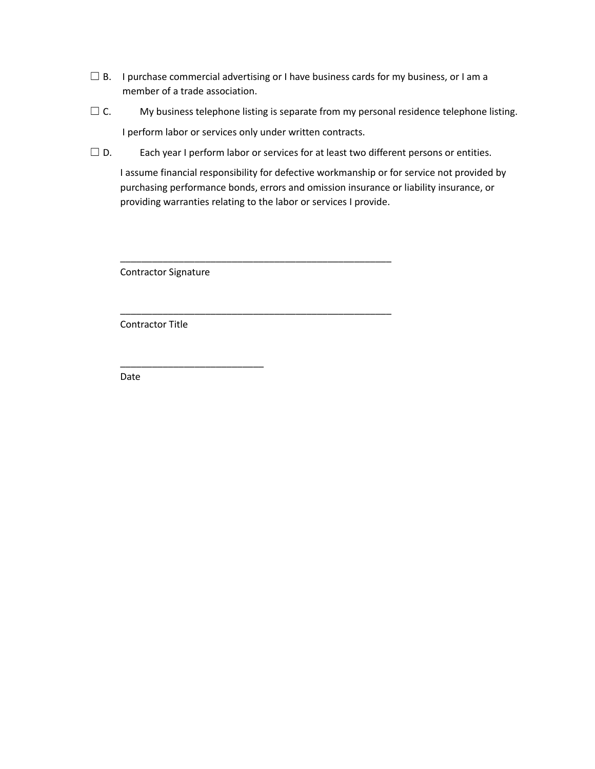☐ B. I purchase commercial advertising or I have business cards for my business, or I am a member of a trade association.

☐ C. My business telephone listing is separate from my personal residence telephone listing.

I perform labor or services only under written contracts.

☐ D. Each year I perform labor or services for at least two different persons or entities.

I assume financial responsibility for defective workmanship or for service not provided by purchasing performance bonds, errors and omission insurance or liability insurance, or providing warranties relating to the labor or services I provide.

______________________________________________________

Contractor Signature

______________________________________________________

Contractor Title

____________________________

Date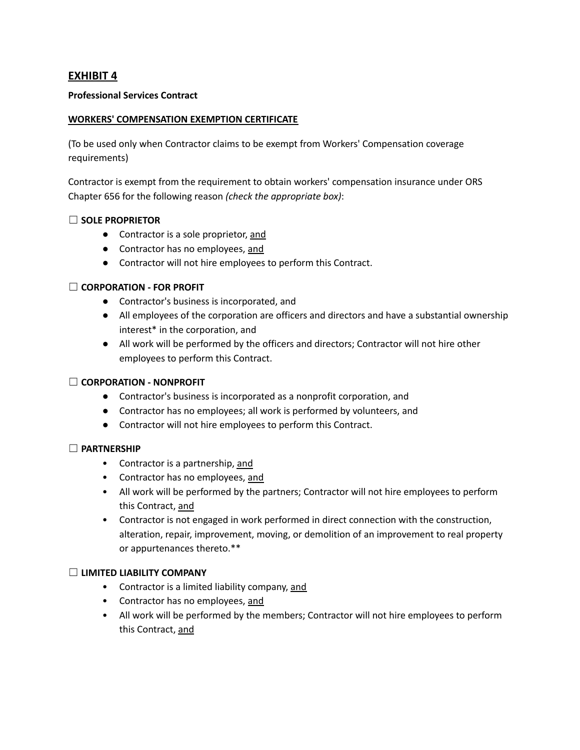## EXHIBIT 4

**Professional Services Contract**

**WORKERS' COMPENSATION EXEMPTION CERTIFICATE**

(To be used only when Contractor claims to be exempt from Workers' Compensation coverage requirements)

Contractor is exempt from the requirement to obtain workers' compensation insurance under ORS Chapter 656 for the following reason *(check the appropriate box)*:

☐ **SOLE PROPRIETOR**

- Contractor is a sole proprietor, and
- Contractor has no employees, and
- Contractor will not hire employees to perform this Contract.

☐ **CORPORATION - FOR PROFIT**

- Contractor's business is incorporated, and
- All employees of the corporation are officers and directors and have a substantial ownership interest* in the corporation, and
- All work will be performed by the officers and directors; Contractor will not hire other employees to perform this Contract.

☐ **CORPORATION - NONPROFIT**

- Contractor's business is incorporated as a nonprofit corporation, and
- Contractor has no employees; all work is performed by volunteers, and
- Contractor will not hire employees to perform this Contract.

☐ **PARTNERSHIP**

- Contractor is a partnership, and
- Contractor has no employees, and
- All work will be performed by the partners; Contractor will not hire employees to perform this Contract, and
- Contractor is not engaged in work performed in direct connection with the construction, alteration, repair, improvement, moving, or demolition of an improvement to real property or appurtenances thereto.**

☐ **LIMITED LIABILITY COMPANY**

- Contractor is a limited liability company, and
- Contractor has no employees, and
- All work will be performed by the members; Contractor will not hire employees to perform this Contract, and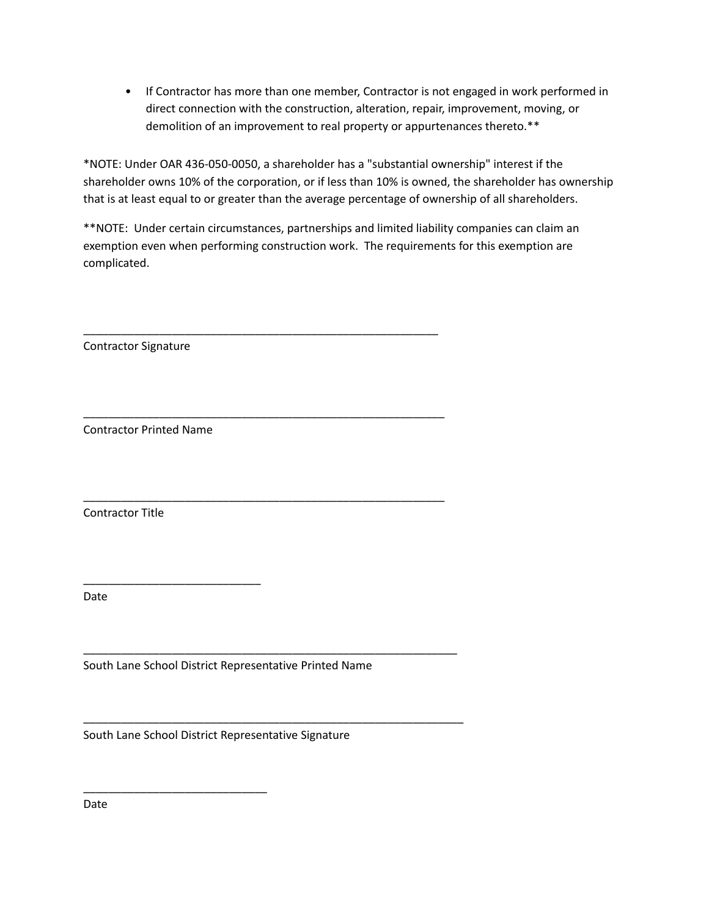- If Contractor has more than one member, Contractor is not engaged in work performed in direct connection with the construction, alteration, repair, improvement, moving, or demolition of an improvement to real property or appurtenances thereto.**

*NOTE: Under OAR 436-050-0050, a shareholder has a "substantial ownership" interest if the shareholder owns 10% of the corporation, or if less than 10% is owned, the shareholder has ownership that is at least equal to or greater than the average percentage of ownership of all shareholders.

**NOTE: Under certain circumstances, partnerships and limited liability companies can claim an exemption even when performing construction work. The requirements for this exemption are complicated.

___________________________________________________________

Contractor Signature

___________________________________________________________

Contractor Printed Name

___________________________________________________________

Contractor Title

______________________________

Date

_______________________________________________________________

South Lane School District Representative Printed Name

________________________________________________________________

South Lane School District Representative Signature

_______________________________

Date